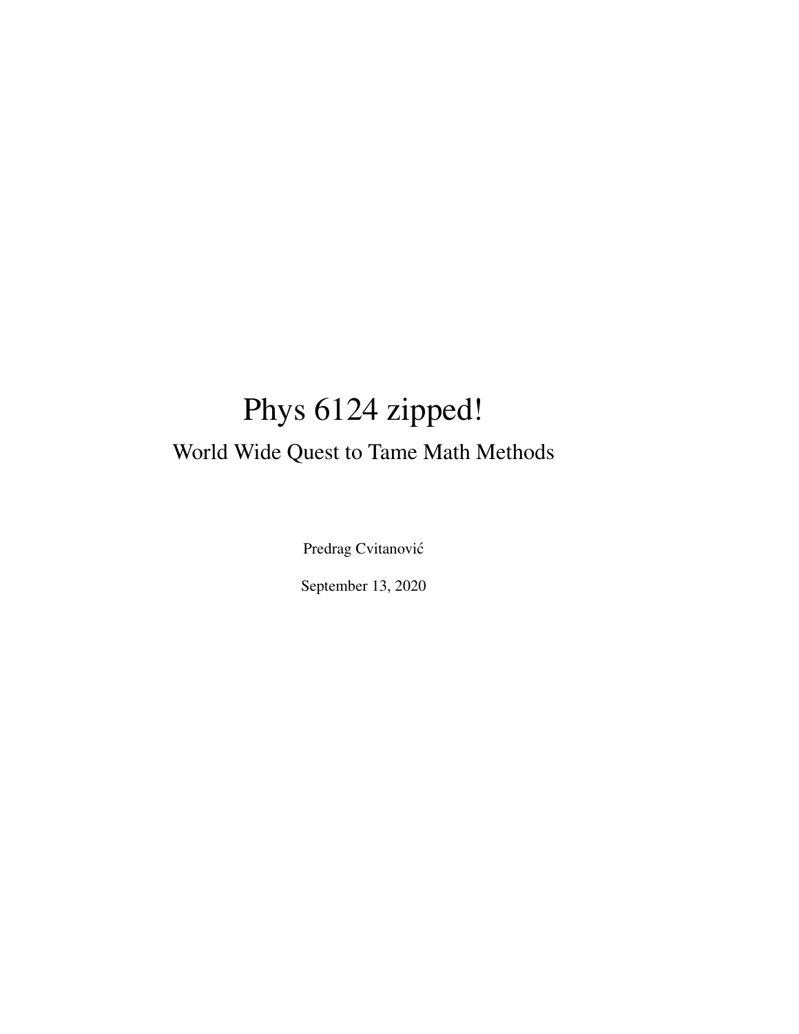# Phys 6124 zipped!

## World Wide Quest to Tame Math Methods

Predrag Cvitanović

September 13, 2020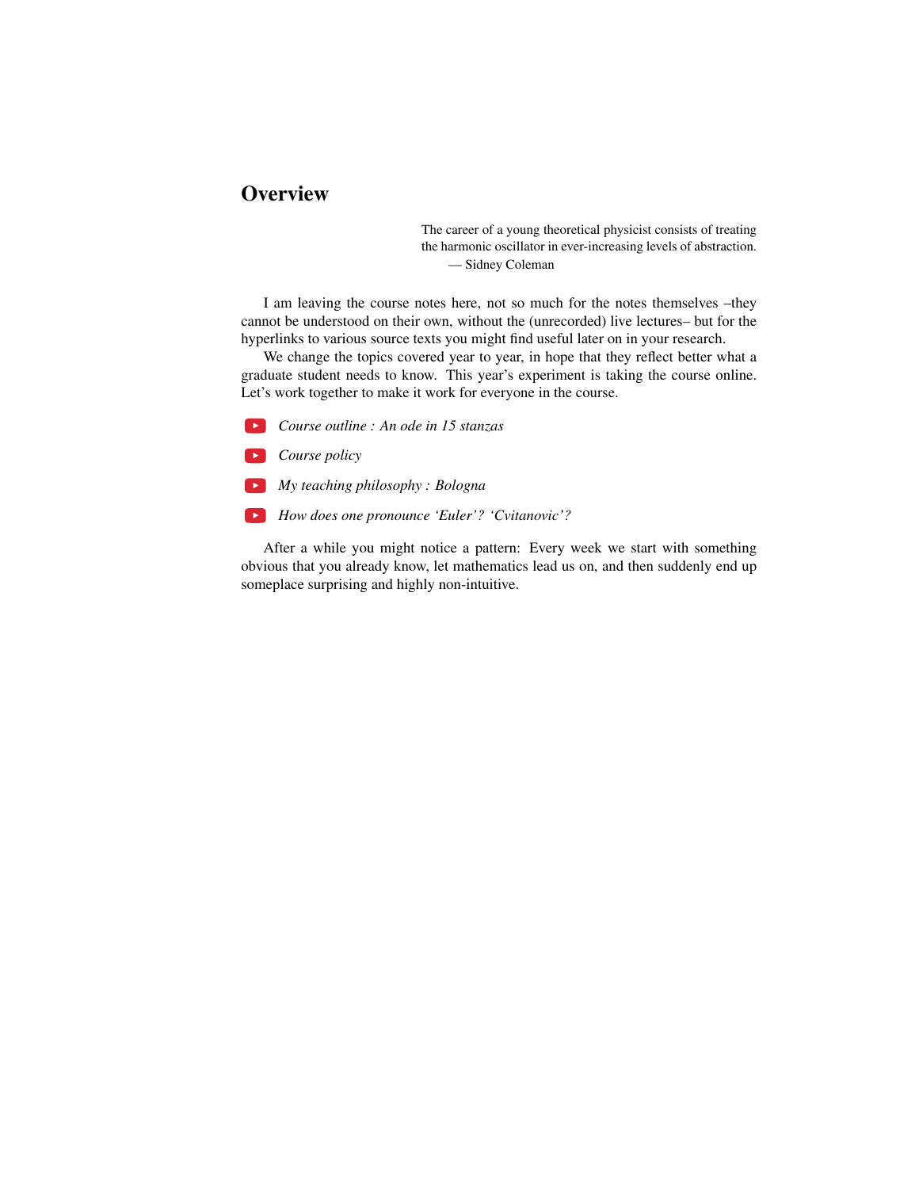# Overview

> The career of a young theoretical physicist consists of treating the harmonic oscillator in ever-increasing levels of abstraction.
> — Sidney Coleman

I am leaving the course notes here, not so much for the notes themselves –they cannot be understood on their own, without the (unrecorded) live lectures– but for the hyperlinks to various source texts you might find useful later on in your research.

We change the topics covered year to year, in hope that they reflect better what a graduate student needs to know. This year's experiment is taking the course online. Let's work together to make it work for everyone in the course.

- *Course outline : An ode in 15 stanzas*
- *Course policy*
- *My teaching philosophy : Bologna*
- *How does one pronounce 'Euler'? 'Cvitanovic'?*

After a while you might notice a pattern: Every week we start with something obvious that you already know, let mathematics lead us on, and then suddenly end up someplace surprising and highly non-intuitive.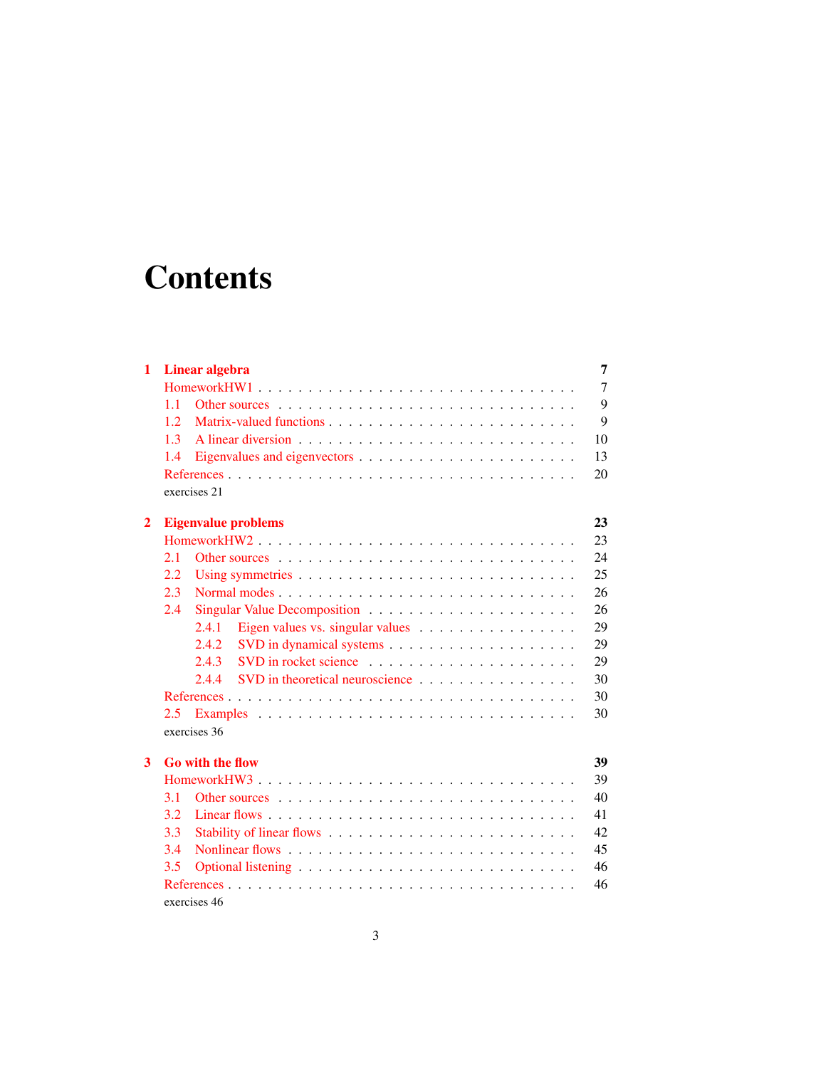# Contents

**1 Linear algebra** — 7
- HomeworkHW1 — 7
- 1.1 Other sources — 9
- 1.2 Matrix-valued functions — 9
- 1.3 A linear diversion — 10
- 1.4 Eigenvalues and eigenvectors — 13
- References — 20
- exercises 21

**2 Eigenvalue problems** — 23
- HomeworkHW2 — 23
- 2.1 Other sources — 24
- 2.2 Using symmetries — 25
- 2.3 Normal modes — 26
- 2.4 Singular Value Decomposition — 26
  - 2.4.1 Eigen values vs. singular values — 29
  - 2.4.2 SVD in dynamical systems — 29
  - 2.4.3 SVD in rocket science — 29
  - 2.4.4 SVD in theoretical neuroscience — 30
- References — 30
- 2.5 Examples — 30
- exercises 36

**3 Go with the flow** — 39
- HomeworkHW3 — 39
- 3.1 Other sources — 40
- 3.2 Linear flows — 41
- 3.3 Stability of linear flows — 42
- 3.4 Nonlinear flows — 45
- 3.5 Optional listening — 46
- References — 46
- exercises 46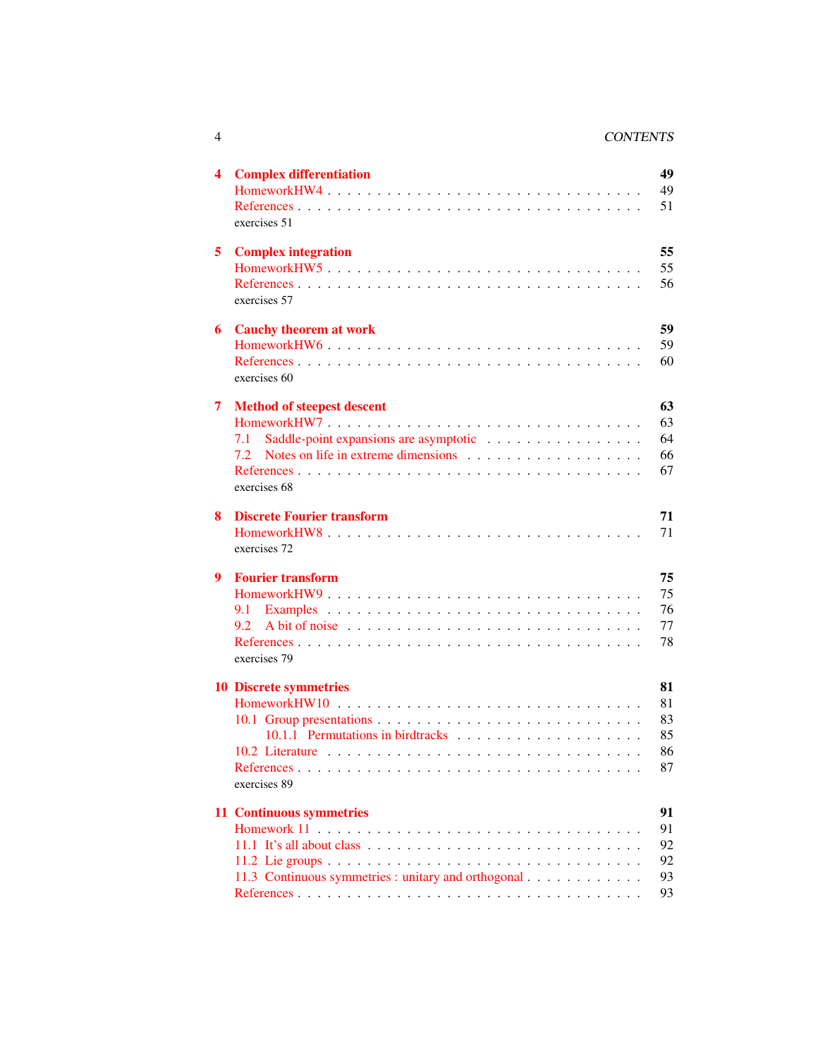| | | |
|---|---|---|
| **4** | **Complex differentiation** | **49** |
| | HomeworkHW4 | 49 |
| | References | 51 |
| | exercises 51 | |
| **5** | **Complex integration** | **55** |
| | HomeworkHW5 | 55 |
| | References | 56 |
| | exercises 57 | |
| **6** | **Cauchy theorem at work** | **59** |
| | HomeworkHW6 | 59 |
| | References | 60 |
| | exercises 60 | |
| **7** | **Method of steepest descent** | **63** |
| | HomeworkHW7 | 63 |
| | 7.1 Saddle-point expansions are asymptotic | 64 |
| | 7.2 Notes on life in extreme dimensions | 66 |
| | References | 67 |
| | exercises 68 | |
| **8** | **Discrete Fourier transform** | **71** |
| | HomeworkHW8 | 71 |
| | exercises 72 | |
| **9** | **Fourier transform** | **75** |
| | HomeworkHW9 | 75 |
| | 9.1 Examples | 76 |
| | 9.2 A bit of noise | 77 |
| | References | 78 |
| | exercises 79 | |
| **10** | **Discrete symmetries** | **81** |
| | HomeworkHW10 | 81 |
| | 10.1 Group presentations | 83 |
| | 10.1.1 Permutations in birdtracks | 85 |
| | 10.2 Literature | 86 |
| | References | 87 |
| | exercises 89 | |
| **11** | **Continuous symmetries** | **91** |
| | Homework 11 | 91 |
| | 11.1 It's all about class | 92 |
| | 11.2 Lie groups | 92 |
| | 11.3 Continuous symmetries : unitary and orthogonal | 93 |
| | References | 93 |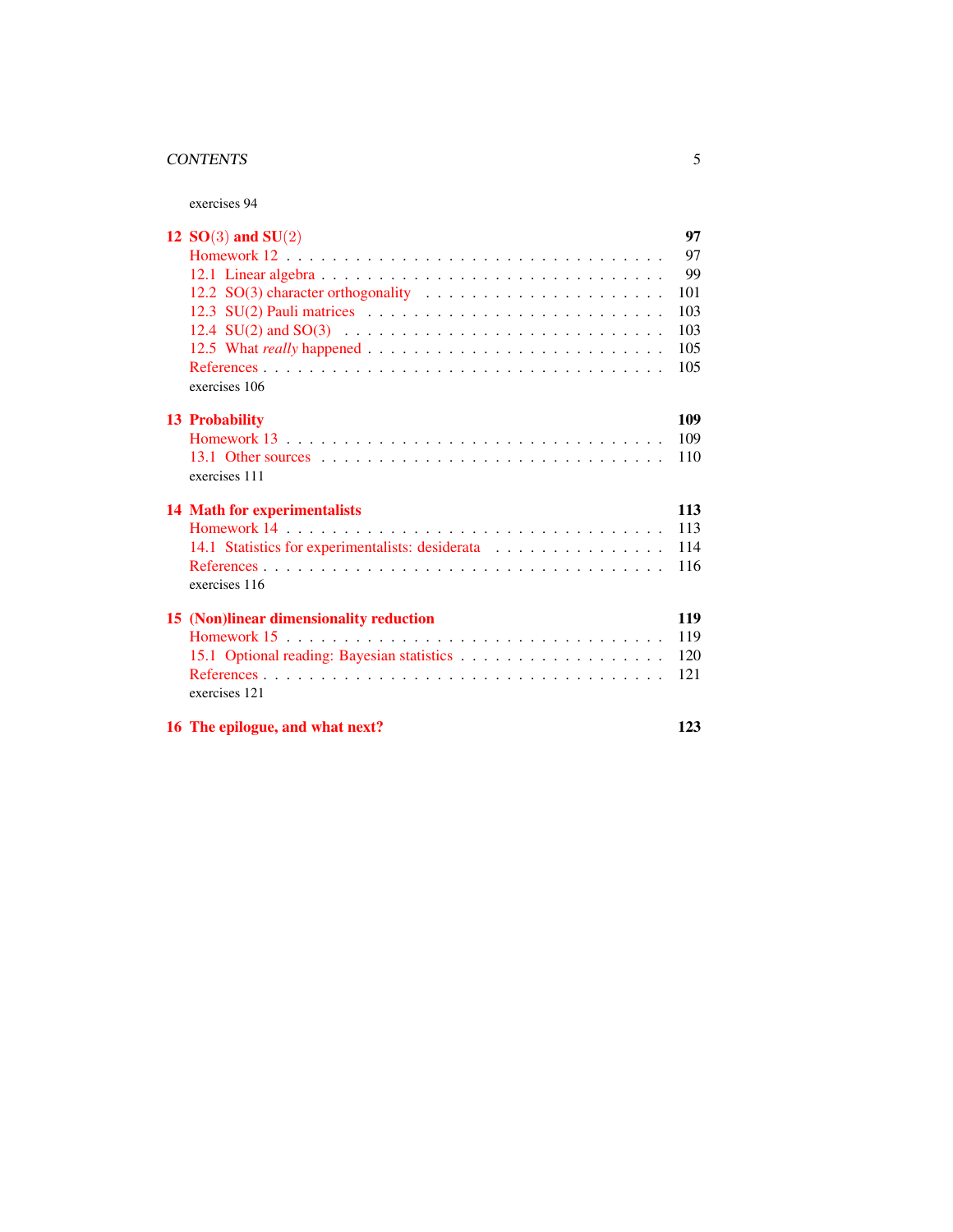exercises 94

**12 SO(3) and SU(2)** **97**

- Homework 12 . . . 97
- 12.1 Linear algebra . . . 99
- 12.2 SO(3) character orthogonality . . . 101
- 12.3 SU(2) Pauli matrices . . . 103
- 12.4 SU(2) and SO(3) . . . 103
- 12.5 What *really* happened . . . 105
- References . . . 105
- exercises 106

**13 Probability** **109**

- Homework 13 . . . 109
- 13.1 Other sources . . . 110
- exercises 111

**14 Math for experimentalists** **113**

- Homework 14 . . . 113
- 14.1 Statistics for experimentalists: desiderata . . . 114
- References . . . 116
- exercises 116

**15 (Non)linear dimensionality reduction** **119**

- Homework 15 . . . 119
- 15.1 Optional reading: Bayesian statistics . . . 120
- References . . . 121
- exercises 121

**16 The epilogue, and what next?** **123**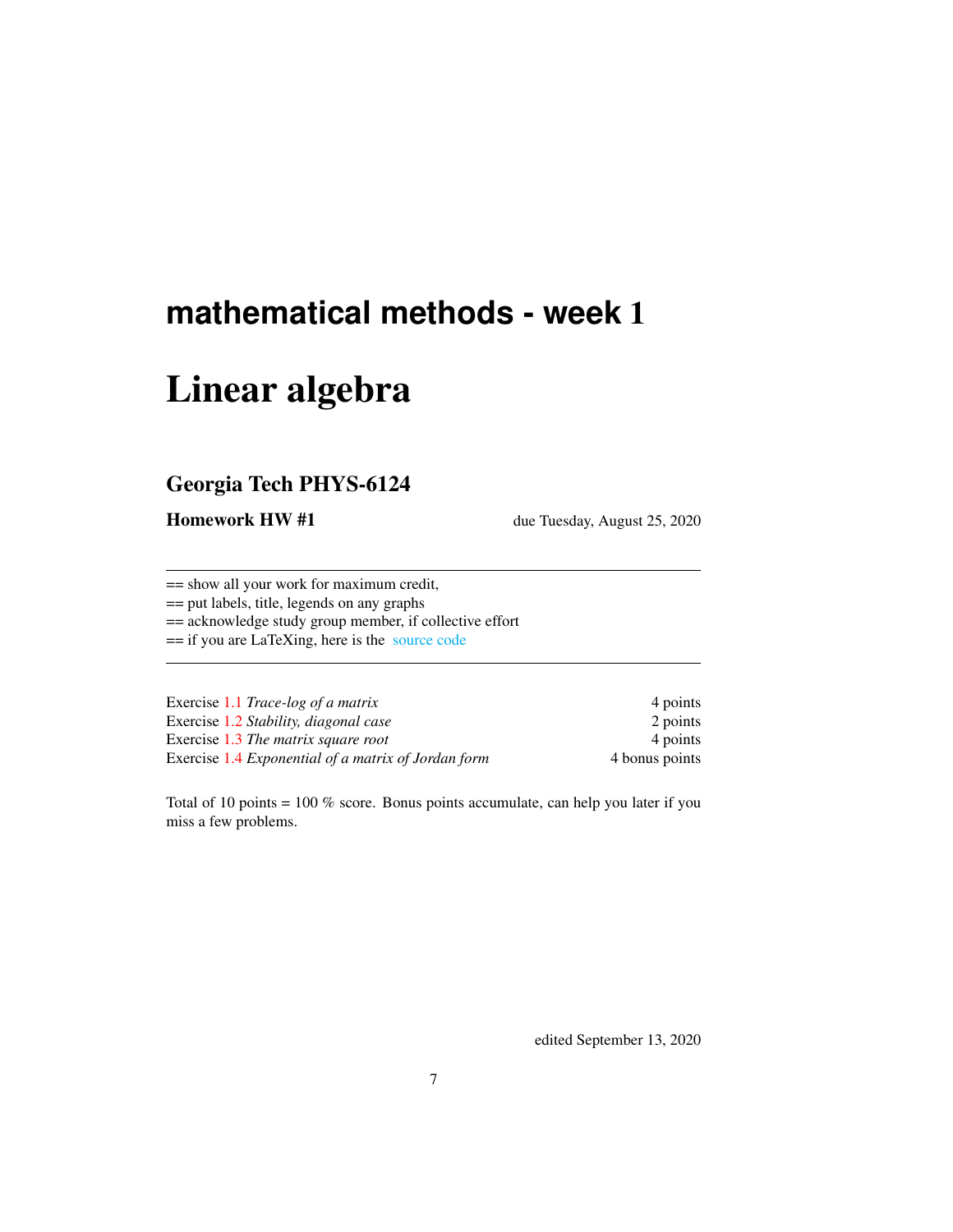# mathematical methods - week 1

# Linear algebra

## Georgia Tech PHYS-6124

**Homework HW #1** due Tuesday, August 25, 2020

---

== show all your work for maximum credit,
== put labels, title, legends on any graphs
== acknowledge study group member, if collective effort
== if you are LaTeXing, here is the source code

---

| | |
|---|---|
| Exercise 1.1 *Trace-log of a matrix* | 4 points |
| Exercise 1.2 *Stability, diagonal case* | 2 points |
| Exercise 1.3 *The matrix square root* | 4 points |
| Exercise 1.4 *Exponential of a matrix of Jordan form* | 4 bonus points |

Total of 10 points = 100 % score. Bonus points accumulate, can help you later if you miss a few problems.

edited September 13, 2020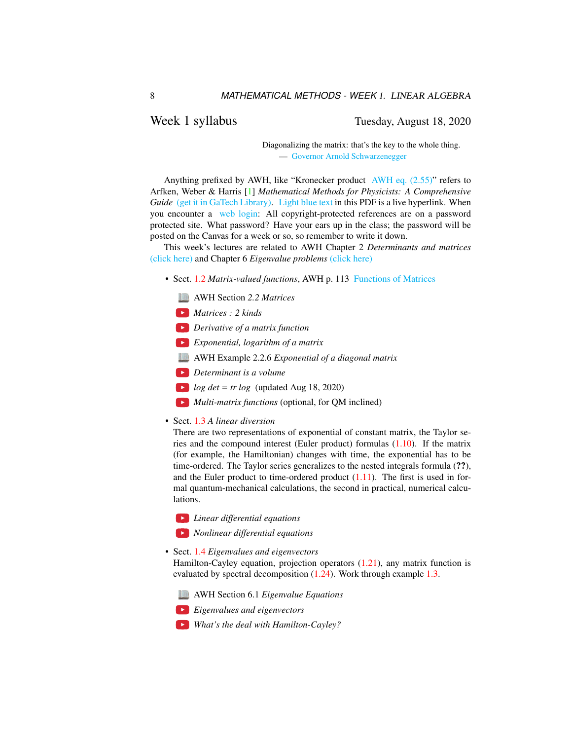## Week 1 syllabus

Tuesday, August 18, 2020

> Diagonalizing the matrix: that's the key to the whole thing.
> — Governor Arnold Schwarzenegger

Anything prefixed by AWH, like "Kronecker product AWH eq. (2.55)" refers to Arfken, Weber & Harris [1] *Mathematical Methods for Physicists: A Comprehensive Guide* (get it in GaTech Library). Light blue text in this PDF is a live hyperlink. When you encounter a web login: All copyright-protected references are on a password protected site. What password? Have your ears up in the class; the password will be posted on the Canvas for a week or so, so remember to write it down.

This week's lectures are related to AWH Chapter 2 *Determinants and matrices* (click here) and Chapter 6 *Eigenvalue problems* (click here)

- Sect. 1.2 *Matrix-valued functions*, AWH p. 113 Functions of Matrices
  - AWH Section *2.2 Matrices*
  - *Matrices : 2 kinds*
  - *Derivative of a matrix function*
  - *Exponential, logarithm of a matrix*
  - AWH Example 2.2.6 *Exponential of a diagonal matrix*
  - *Determinant is a volume*
  - *log det = tr log* (updated Aug 18, 2020)
  - *Multi-matrix functions* (optional, for QM inclined)
- Sect. 1.3 *A linear diversion*
  There are two representations of exponential of constant matrix, the Taylor series and the compound interest (Euler product) formulas (1.10). If the matrix (for example, the Hamiltonian) changes with time, the exponential has to be time-ordered. The Taylor series generalizes to the nested integrals formula (**??**), and the Euler product to time-ordered product (1.11). The first is used in formal quantum-mechanical calculations, the second in practical, numerical calculations.
  - *Linear differential equations*
  - *Nonlinear differential equations*
- Sect. 1.4 *Eigenvalues and eigenvectors*
  Hamilton-Cayley equation, projection operators (1.21), any matrix function is evaluated by spectral decomposition (1.24). Work through example 1.3.
  - AWH Section 6.1 *Eigenvalue Equations*
  - *Eigenvalues and eigenvectors*
  - *What's the deal with Hamilton-Cayley?*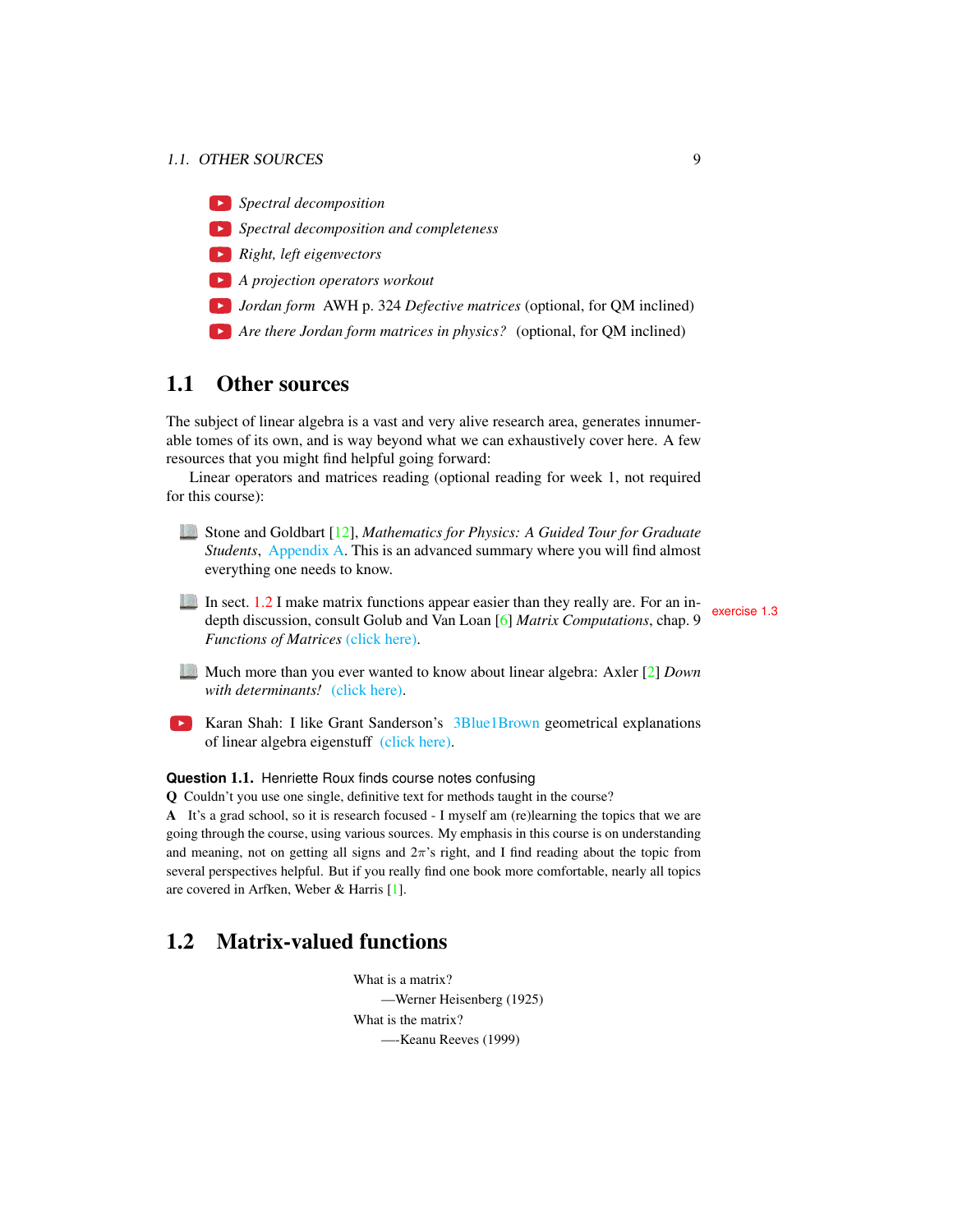- *Spectral decomposition*
- *Spectral decomposition and completeness*
- *Right, left eigenvectors*
- *A projection operators workout*
- *Jordan form* AWH p. 324 *Defective matrices* (optional, for QM inclined)
- *Are there Jordan form matrices in physics?* (optional, for QM inclined)

## 1.1 Other sources

The subject of linear algebra is a vast and very alive research area, generates innumerable tomes of its own, and is way beyond what we can exhaustively cover here. A few resources that you might find helpful going forward:

Linear operators and matrices reading (optional reading for week 1, not required for this course):

- Stone and Goldbart [12], *Mathematics for Physics: A Guided Tour for Graduate Students*, Appendix A. This is an advanced summary where you will find almost everything one needs to know.
- In sect. 1.2 I make matrix functions appear easier than they really are. For an in-depth discussion, consult Golub and Van Loan [6] *Matrix Computations*, chap. 9 *Functions of Matrices* (click here).

exercise 1.3

- Much more than you ever wanted to know about linear algebra: Axler [2] *Down with determinants!* (click here).
- Karan Shah: I like Grant Sanderson's 3Blue1Brown geometrical explanations of linear algebra eigenstuff (click here).

**Question 1.1.** Henriette Roux finds course notes confusing

**Q** Couldn't you use one single, definitive text for methods taught in the course?

**A** It's a grad school, so it is research focused - I myself am (re)learning the topics that we are going through the course, using various sources. My emphasis in this course is on understanding and meaning, not on getting all signs and $2\pi$'s right, and I find reading about the topic from several perspectives helpful. But if you really find one book more comfortable, nearly all topics are covered in Arfken, Weber & Harris [1].

## 1.2 Matrix-valued functions

What is a matrix?
—Werner Heisenberg (1925)

What is the matrix?
—-Keanu Reeves (1999)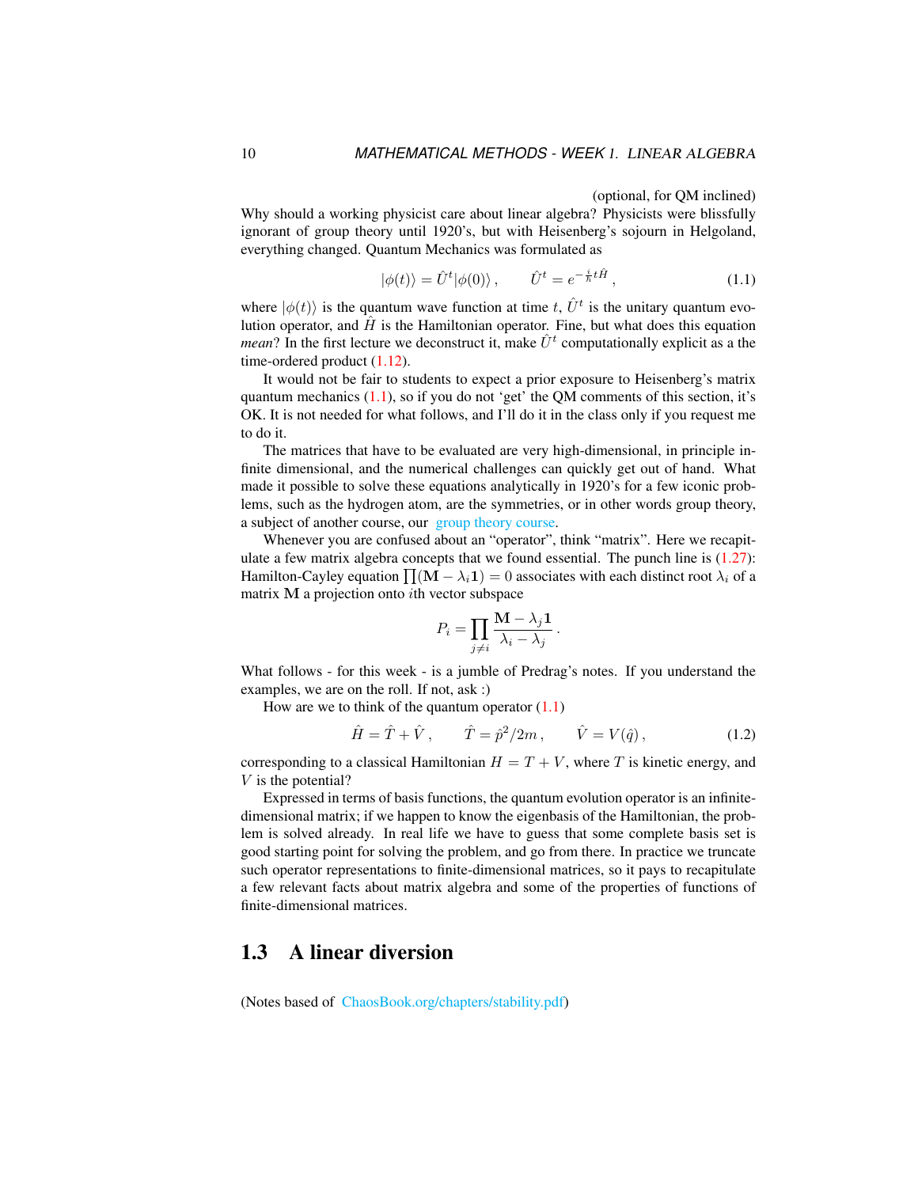(optional, for QM inclined)

Why should a working physicist care about linear algebra? Physicists were blissfully ignorant of group theory until 1920's, but with Heisenberg's sojourn in Helgoland, everything changed. Quantum Mechanics was formulated as

$$|\phi(t)\rangle = \hat{U}^t |\phi(0)\rangle \,, \qquad \hat{U}^t = e^{-\frac{i}{\hbar} t \hat{H}} \,, \tag{1.1}$$

where $|\phi(t)\rangle$ is the quantum wave function at time $t$, $\hat{U}^t$ is the unitary quantum evolution operator, and $\hat{H}$ is the Hamiltonian operator. Fine, but what does this equation *mean*? In the first lecture we deconstruct it, make $\hat{U}^t$ computationally explicit as a the time-ordered product (1.12).

It would not be fair to students to expect a prior exposure to Heisenberg's matrix quantum mechanics (1.1), so if you do not 'get' the QM comments of this section, it's OK. It is not needed for what follows, and I'll do it in the class only if you request me to do it.

The matrices that have to be evaluated are very high-dimensional, in principle infinite dimensional, and the numerical challenges can quickly get out of hand. What made it possible to solve these equations analytically in 1920's for a few iconic problems, such as the hydrogen atom, are the symmetries, or in other words group theory, a subject of another course, our group theory course.

Whenever you are confused about an "operator", think "matrix". Here we recapitulate a few matrix algebra concepts that we found essential. The punch line is (1.27): Hamilton-Cayley equation $\prod(\mathbf{M} - \lambda_i \mathbf{1}) = 0$ associates with each distinct root $\lambda_i$ of a matrix $\mathbf{M}$ a projection onto $i$th vector subspace

$$P_i = \prod_{j \neq i} \frac{\mathbf{M} - \lambda_j \mathbf{1}}{\lambda_i - \lambda_j} \,.$$

What follows - for this week - is a jumble of Predrag's notes. If you understand the examples, we are on the roll. If not, ask :)

How are we to think of the quantum operator (1.1)

$$\hat{H} = \hat{T} + \hat{V} \,, \qquad \hat{T} = \hat{p}^2/2m \,, \qquad \hat{V} = V(\hat{q}) \,, \tag{1.2}$$

corresponding to a classical Hamiltonian $H = T + V$, where $T$ is kinetic energy, and $V$ is the potential?

Expressed in terms of basis functions, the quantum evolution operator is an infinite-dimensional matrix; if we happen to know the eigenbasis of the Hamiltonian, the problem is solved already. In real life we have to guess that some complete basis set is good starting point for solving the problem, and go from there. In practice we truncate such operator representations to finite-dimensional matrices, so it pays to recapitulate a few relevant facts about matrix algebra and some of the properties of functions of finite-dimensional matrices.

## 1.3 A linear diversion

(Notes based of ChaosBook.org/chapters/stability.pdf)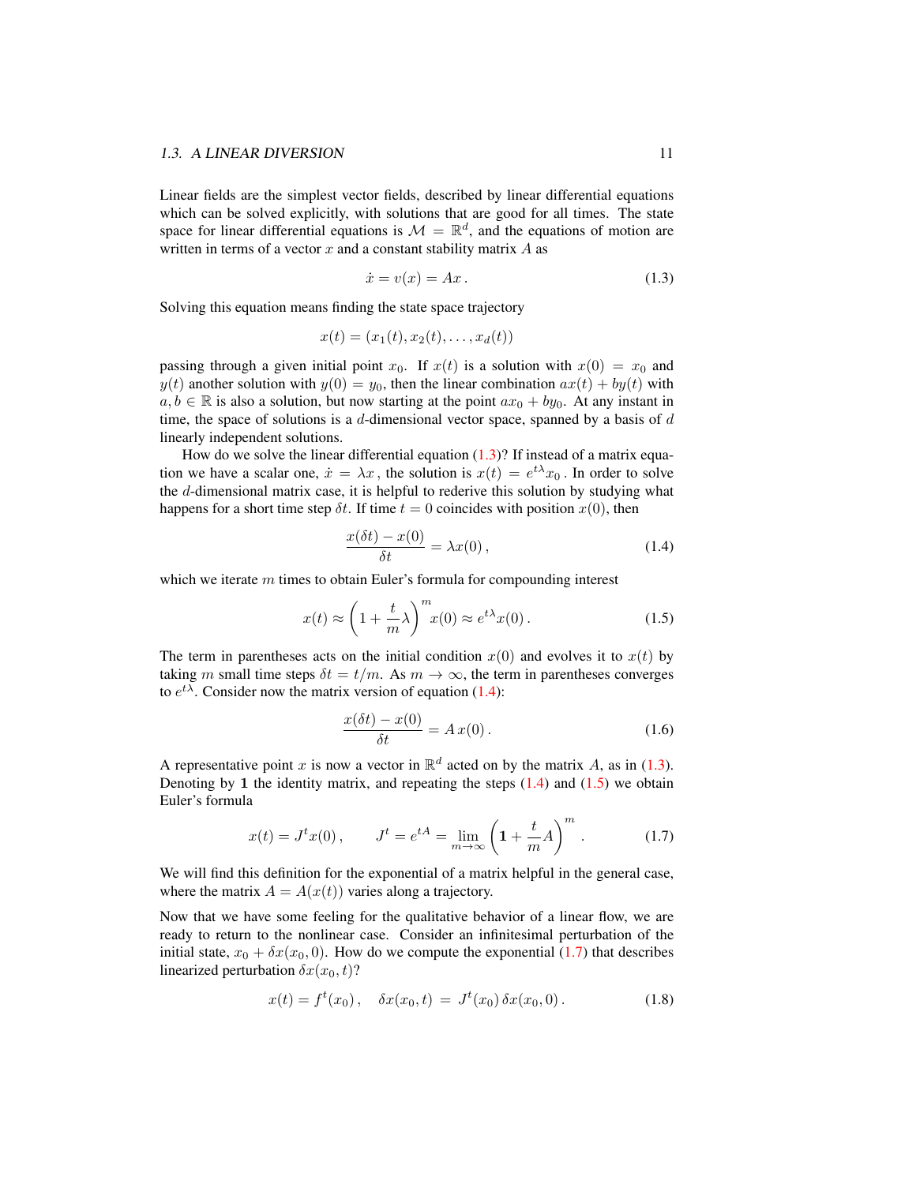Linear fields are the simplest vector fields, described by linear differential equations which can be solved explicitly, with solutions that are good for all times. The state space for linear differential equations is $\mathcal{M} = \mathbb{R}^d$, and the equations of motion are written in terms of a vector $x$ and a constant stability matrix $A$ as

$$\dot{x} = v(x) = Ax\,. \tag{1.3}$$

Solving this equation means finding the state space trajectory

$$x(t) = (x_1(t), x_2(t), \ldots, x_d(t))$$

passing through a given initial point $x_0$. If $x(t)$ is a solution with $x(0) = x_0$ and $y(t)$ another solution with $y(0) = y_0$, then the linear combination $ax(t) + by(t)$ with $a, b \in \mathbb{R}$ is also a solution, but now starting at the point $ax_0 + by_0$. At any instant in time, the space of solutions is a $d$-dimensional vector space, spanned by a basis of $d$ linearly independent solutions.

How do we solve the linear differential equation (1.3)? If instead of a matrix equation we have a scalar one, $\dot{x} = \lambda x$, the solution is $x(t) = e^{t\lambda}x_0$. In order to solve the $d$-dimensional matrix case, it is helpful to rederive this solution by studying what happens for a short time step $\delta t$. If time $t = 0$ coincides with position $x(0)$, then

$$\frac{x(\delta t) - x(0)}{\delta t} = \lambda x(0)\,, \tag{1.4}$$

which we iterate $m$ times to obtain Euler's formula for compounding interest

$$x(t) \approx \left(1 + \frac{t}{m}\lambda\right)^m x(0) \approx e^{t\lambda}x(0)\,. \tag{1.5}$$

The term in parentheses acts on the initial condition $x(0)$ and evolves it to $x(t)$ by taking $m$ small time steps $\delta t = t/m$. As $m \to \infty$, the term in parentheses converges to $e^{t\lambda}$. Consider now the matrix version of equation (1.4):

$$\frac{x(\delta t) - x(0)}{\delta t} = A\,x(0)\,. \tag{1.6}$$

A representative point $x$ is now a vector in $\mathbb{R}^d$ acted on by the matrix $A$, as in (1.3). Denoting by $\mathbf{1}$ the identity matrix, and repeating the steps (1.4) and (1.5) we obtain Euler's formula

$$x(t) = J^t x(0)\,, \qquad J^t = e^{tA} = \lim_{m\to\infty}\left(\mathbf{1} + \frac{t}{m}A\right)^m\,. \tag{1.7}$$

We will find this definition for the exponential of a matrix helpful in the general case, where the matrix $A = A(x(t))$ varies along a trajectory.

Now that we have some feeling for the qualitative behavior of a linear flow, we are ready to return to the nonlinear case. Consider an infinitesimal perturbation of the initial state, $x_0 + \delta x(x_0, 0)$. How do we compute the exponential (1.7) that describes linearized perturbation $\delta x(x_0, t)$?

$$x(t) = f^t(x_0)\,, \quad \delta x(x_0, t) \;=\; J^t(x_0)\,\delta x(x_0, 0)\,. \tag{1.8}$$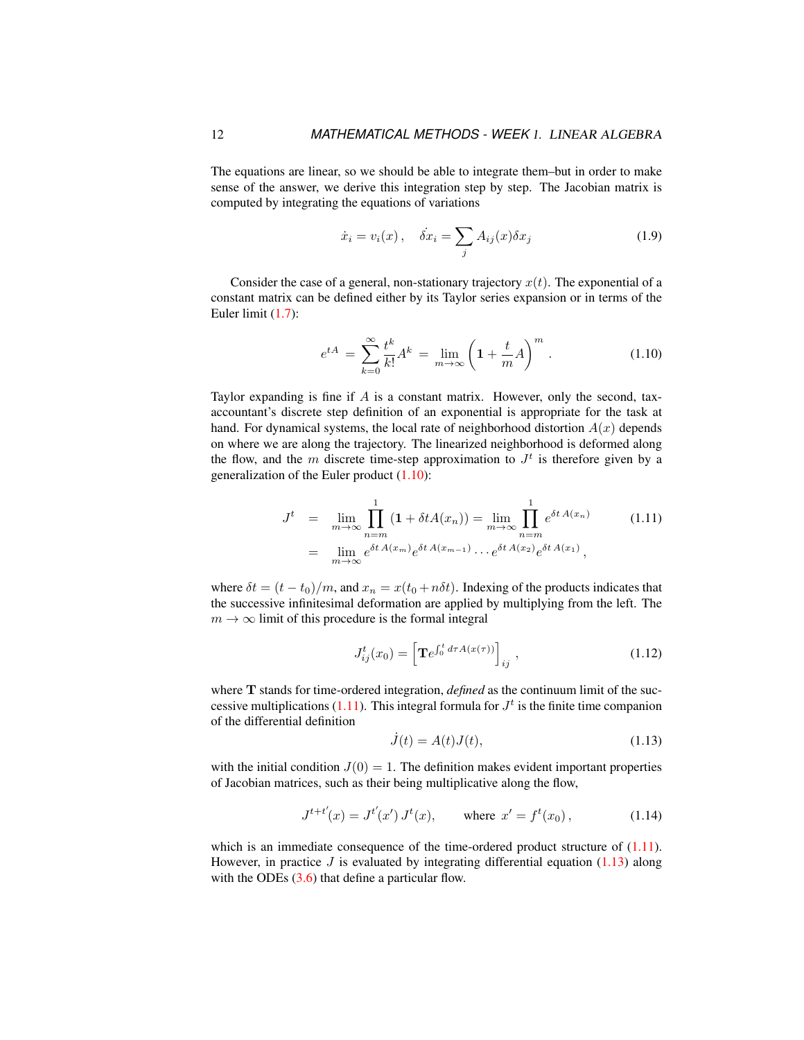The equations are linear, so we should be able to integrate them–but in order to make sense of the answer, we derive this integration step by step. The Jacobian matrix is computed by integrating the equations of variations

$$\dot{x}_i = v_i(x)\,, \quad \dot{\delta x}_i = \sum_j A_{ij}(x)\delta x_j \tag{1.9}$$

Consider the case of a general, non-stationary trajectory $x(t)$. The exponential of a constant matrix can be defined either by its Taylor series expansion or in terms of the Euler limit (1.7):

$$e^{tA} = \sum_{k=0}^{\infty} \frac{t^k}{k!} A^k = \lim_{m\to\infty} \left( \mathbf{1} + \frac{t}{m} A \right)^m . \tag{1.10}$$

Taylor expanding is fine if $A$ is a constant matrix. However, only the second, tax-accountant's discrete step definition of an exponential is appropriate for the task at hand. For dynamical systems, the local rate of neighborhood distortion $A(x)$ depends on where we are along the trajectory. The linearized neighborhood is deformed along the flow, and the $m$ discrete time-step approximation to $J^t$ is therefore given by a generalization of the Euler product (1.10):

$$\begin{aligned} J^t &= \lim_{m\to\infty} \prod_{n=m}^{1} (\mathbf{1} + \delta t A(x_n)) = \lim_{m\to\infty} \prod_{n=m}^{1} e^{\delta t\, A(x_n)} \\ &= \lim_{m\to\infty} e^{\delta t\, A(x_m)} e^{\delta t\, A(x_{m-1})} \cdots e^{\delta t\, A(x_2)} e^{\delta t\, A(x_1)} , \end{aligned} \tag{1.11}$$

where $\delta t = (t - t_0)/m$, and $x_n = x(t_0 + n\delta t)$. Indexing of the products indicates that the successive infinitesimal deformation are applied by multiplying from the left. The $m \to \infty$ limit of this procedure is the formal integral

$$J^t_{ij}(x_0) = \left[ \mathbf{T} e^{\int_0^t d\tau A(x(\tau))} \right]_{ij} , \tag{1.12}$$

where $\mathbf{T}$ stands for time-ordered integration, *defined* as the continuum limit of the successive multiplications (1.11). This integral formula for $J^t$ is the finite time companion of the differential definition

$$\dot{J}(t) = A(t)J(t), \tag{1.13}$$

with the initial condition $J(0) = 1$. The definition makes evident important properties of Jacobian matrices, such as their being multiplicative along the flow,

$$J^{t+t'}(x) = J^{t'}(x')\, J^t(x), \qquad \text{where } x' = f^t(x_0)\,, \tag{1.14}$$

which is an immediate consequence of the time-ordered product structure of (1.11). However, in practice $J$ is evaluated by integrating differential equation (1.13) along with the ODEs (3.6) that define a particular flow.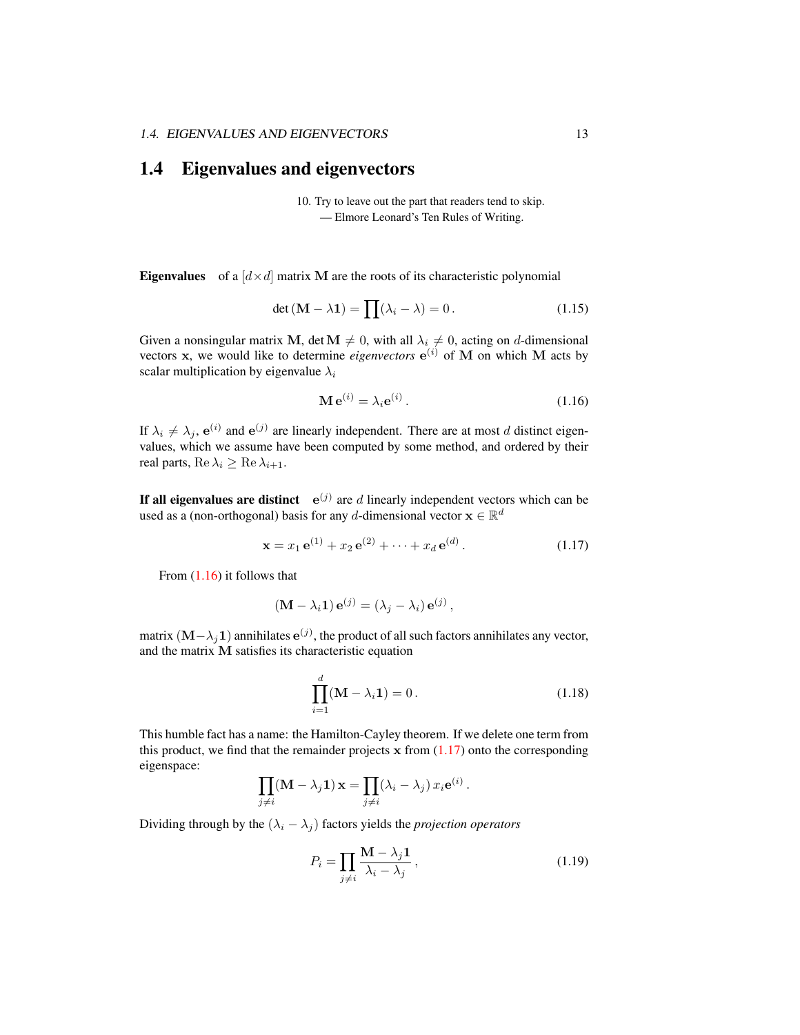## 1.4 Eigenvalues and eigenvectors

10. Try to leave out the part that readers tend to skip.
— Elmore Leonard's Ten Rules of Writing.

**Eigenvalues** of a $[d \times d]$ matrix $\mathbf{M}$ are the roots of its characteristic polynomial

$$\det(\mathbf{M} - \lambda \mathbf{1}) = \prod (\lambda_i - \lambda) = 0 \,. \tag{1.15}$$

Given a nonsingular matrix $\mathbf{M}$, $\det \mathbf{M} \neq 0$, with all $\lambda_i \neq 0$, acting on $d$-dimensional vectors $\mathbf{x}$, we would like to determine *eigenvectors* $\mathbf{e}^{(i)}$ of $\mathbf{M}$ on which $\mathbf{M}$ acts by scalar multiplication by eigenvalue $\lambda_i$

$$\mathbf{M}\,\mathbf{e}^{(i)} = \lambda_i \mathbf{e}^{(i)} \,. \tag{1.16}$$

If $\lambda_i \neq \lambda_j$, $\mathbf{e}^{(i)}$ and $\mathbf{e}^{(j)}$ are linearly independent. There are at most $d$ distinct eigenvalues, which we assume have been computed by some method, and ordered by their real parts, $\mathrm{Re}\,\lambda_i \geq \mathrm{Re}\,\lambda_{i+1}$.

**If all eigenvalues are distinct** $\mathbf{e}^{(j)}$ are $d$ linearly independent vectors which can be used as a (non-orthogonal) basis for any $d$-dimensional vector $\mathbf{x} \in \mathbb{R}^d$

$$\mathbf{x} = x_1\,\mathbf{e}^{(1)} + x_2\,\mathbf{e}^{(2)} + \cdots + x_d\,\mathbf{e}^{(d)} \,. \tag{1.17}$$

From (1.16) it follows that

$$(\mathbf{M} - \lambda_i \mathbf{1})\,\mathbf{e}^{(j)} = (\lambda_j - \lambda_i)\,\mathbf{e}^{(j)} \,,$$

matrix $(\mathbf{M} - \lambda_j \mathbf{1})$ annihilates $\mathbf{e}^{(j)}$, the product of all such factors annihilates any vector, and the matrix $\mathbf{M}$ satisfies its characteristic equation

$$\prod_{i=1}^{d} (\mathbf{M} - \lambda_i \mathbf{1}) = 0 \,. \tag{1.18}$$

This humble fact has a name: the Hamilton-Cayley theorem. If we delete one term from this product, we find that the remainder projects $\mathbf{x}$ from (1.17) onto the corresponding eigenspace:

$$\prod_{j \neq i} (\mathbf{M} - \lambda_j \mathbf{1})\,\mathbf{x} = \prod_{j \neq i} (\lambda_i - \lambda_j)\, x_i \mathbf{e}^{(i)} \,.$$

Dividing through by the $(\lambda_i - \lambda_j)$ factors yields the *projection operators*

$$P_i = \prod_{j \neq i} \frac{\mathbf{M} - \lambda_j \mathbf{1}}{\lambda_i - \lambda_j} \,, \tag{1.19}$$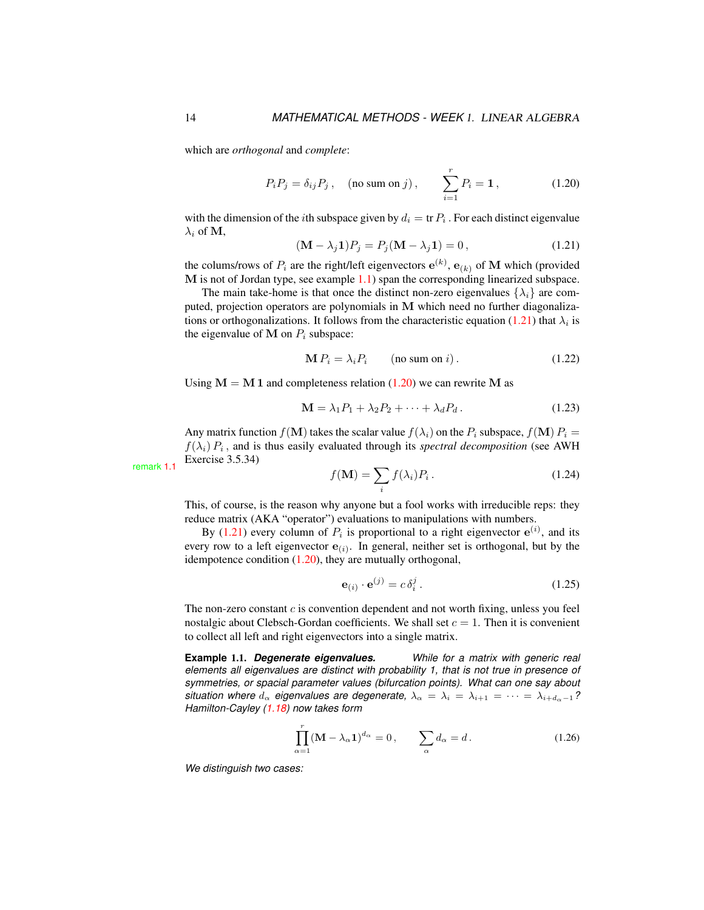which are *orthogonal* and *complete*:

$$P_i P_j = \delta_{ij} P_j\,, \quad (\text{no sum on } j)\,, \qquad \sum_{i=1}^{r} P_i = \mathbf{1}\,, \tag{1.20}$$

with the dimension of the $i$th subspace given by $d_i = \operatorname{tr} P_i$ . For each distinct eigenvalue $\lambda_i$ of $\mathbf{M}$,

$$(\mathbf{M} - \lambda_j \mathbf{1}) P_j = P_j (\mathbf{M} - \lambda_j \mathbf{1}) = 0\,, \tag{1.21}$$

the colums/rows of $P_i$ are the right/left eigenvectors $\mathbf{e}^{(k)}$, $\mathbf{e}_{(k)}$ of $\mathbf{M}$ which (provided $\mathbf{M}$ is not of Jordan type, see example 1.1) span the corresponding linearized subspace.

The main take-home is that once the distinct non-zero eigenvalues $\{\lambda_i\}$ are computed, projection operators are polynomials in $\mathbf{M}$ which need no further diagonalizations or orthogonalizations. It follows from the characteristic equation (1.21) that $\lambda_i$ is the eigenvalue of $\mathbf{M}$ on $P_i$ subspace:

$$\mathbf{M}\, P_i = \lambda_i P_i \qquad (\text{no sum on } i)\,. \tag{1.22}$$

Using $\mathbf{M} = \mathbf{M}\,\mathbf{1}$ and completeness relation (1.20) we can rewrite $\mathbf{M}$ as

$$\mathbf{M} = \lambda_1 P_1 + \lambda_2 P_2 + \cdots + \lambda_d P_d\,. \tag{1.23}$$

Any matrix function $f(\mathbf{M})$ takes the scalar value $f(\lambda_i)$ on the $P_i$ subspace, $f(\mathbf{M})\, P_i = f(\lambda_i)\, P_i$ , and is thus easily evaluated through its *spectral decomposition* (see AWH Exercise 3.5.34)

remark 1.1

$$f(\mathbf{M}) = \sum_i f(\lambda_i) P_i\,. \tag{1.24}$$

This, of course, is the reason why anyone but a fool works with irreducible reps: they reduce matrix (AKA "operator") evaluations to manipulations with numbers.

By (1.21) every column of $P_i$ is proportional to a right eigenvector $\mathbf{e}^{(i)}$, and its every row to a left eigenvector $\mathbf{e}_{(i)}$. In general, neither set is orthogonal, but by the idempotence condition (1.20), they are mutually orthogonal,

$$\mathbf{e}_{(i)} \cdot \mathbf{e}^{(j)} = c\, \delta_i^j\,. \tag{1.25}$$

The non-zero constant $c$ is convention dependent and not worth fixing, unless you feel nostalgic about Clebsch-Gordan coefficients. We shall set $c = 1$. Then it is convenient to collect all left and right eigenvectors into a single matrix.

**Example 1.1.** ***Degenerate eigenvalues.*** *While for a matrix with generic real elements all eigenvalues are distinct with probability 1, that is not true in presence of symmetries, or spacial parameter values (bifurcation points). What can one say about situation where $d_\alpha$ eigenvalues are degenerate, $\lambda_\alpha = \lambda_i = \lambda_{i+1} = \cdots = \lambda_{i+d_\alpha - 1}$? Hamilton-Cayley (1.18) now takes form*

$$\prod_{\alpha=1}^{r} (\mathbf{M} - \lambda_\alpha \mathbf{1})^{d_\alpha} = 0\,, \qquad \sum_\alpha d_\alpha = d\,. \tag{1.26}$$

*We distinguish two cases:*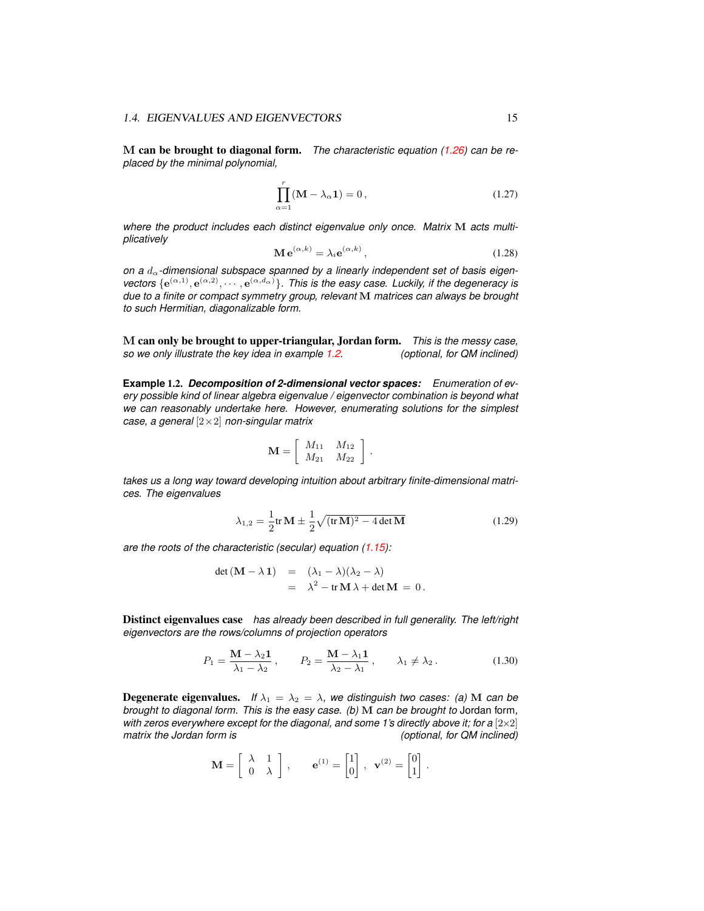**M can be brought to diagonal form.** *The characteristic equation (1.26) can be replaced by the minimal polynomial,*

$$\prod_{\alpha=1}^{r}(\mathbf{M}-\lambda_\alpha \mathbf{1}) = 0\,, \tag{1.27}$$

*where the product includes each distinct eigenvalue only once. Matrix* $\mathbf{M}$ *acts multiplicatively*

$$\mathbf{M}\,\mathbf{e}^{(\alpha,k)} = \lambda_i \mathbf{e}^{(\alpha,k)}\,, \tag{1.28}$$

*on a* $d_\alpha$*-dimensional subspace spanned by a linearly independent set of basis eigenvectors* $\{\mathbf{e}^{(\alpha,1)},\mathbf{e}^{(\alpha,2)},\cdots,\mathbf{e}^{(\alpha,d_\alpha)}\}$*. This is the easy case. Luckily, if the degeneracy is due to a finite or compact symmetry group, relevant* $\mathbf{M}$ *matrices can always be brought to such Hermitian, diagonalizable form.*

**M can only be brought to upper-triangular, Jordan form.** *This is the messy case, so we only illustrate the key idea in example 1.2.* *(optional, for QM inclined)*

**Example 1.2.** ***Decomposition of 2-dimensional vector spaces:*** *Enumeration of every possible kind of linear algebra eigenvalue / eigenvector combination is beyond what we can reasonably undertake here. However, enumerating solutions for the simplest case, a general* $[2\times 2]$ *non-singular matrix*

$$\mathbf{M} = \left[\begin{array}{cc} M_{11} & M_{12} \\ M_{21} & M_{22} \end{array}\right].$$

*takes us a long way toward developing intuition about arbitrary finite-dimensional matrices. The eigenvalues*

$$\lambda_{1,2} = \frac{1}{2}\mathrm{tr}\,\mathbf{M} \pm \frac{1}{2}\sqrt{(\mathrm{tr}\,\mathbf{M})^2 - 4\det\mathbf{M}} \tag{1.29}$$

*are the roots of the characteristic (secular) equation (1.15):*

$$\begin{aligned}
\det(\mathbf{M}-\lambda\,\mathbf{1}) &= (\lambda_1-\lambda)(\lambda_2-\lambda) \\
&= \lambda^2 - \mathrm{tr}\,\mathbf{M}\,\lambda + \det\mathbf{M} \;=\; 0\,.
\end{aligned}$$

**Distinct eigenvalues case** *has already been described in full generality. The left/right eigenvectors are the rows/columns of projection operators*

$$P_1 = \frac{\mathbf{M}-\lambda_2\mathbf{1}}{\lambda_1-\lambda_2}\,, \qquad P_2 = \frac{\mathbf{M}-\lambda_1\mathbf{1}}{\lambda_2-\lambda_1}\,, \qquad \lambda_1 \neq \lambda_2\,. \tag{1.30}$$

**Degenerate eigenvalues.** *If* $\lambda_1 = \lambda_2 = \lambda$*, we distinguish two cases: (a)* $\mathbf{M}$ *can be brought to diagonal form. This is the easy case. (b)* $\mathbf{M}$ *can be brought to* Jordan form*, with zeros everywhere except for the diagonal, and some 1's directly above it; for a* $[2\times 2]$ *matrix the Jordan form is* *(optional, for QM inclined)*

$$\mathbf{M} = \left[\begin{array}{cc} \lambda & 1 \\ 0 & \lambda \end{array}\right], \qquad \mathbf{e}^{(1)} = \begin{bmatrix}1\\0\end{bmatrix},\ \ \mathbf{v}^{(2)} = \begin{bmatrix}0\\1\end{bmatrix}.$$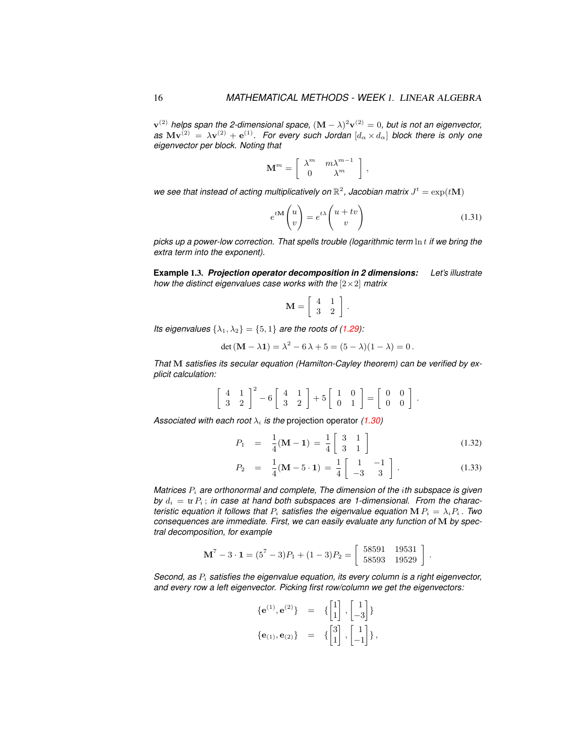$\mathbf{v}^{(2)}$ *helps span the 2-dimensional space,* $(\mathbf{M}-\lambda)^2\mathbf{v}^{(2)} = 0$*, but is not an eigenvector, as* $\mathbf{M}\mathbf{v}^{(2)} = \lambda\mathbf{v}^{(2)} + \mathbf{e}^{(1)}$*. For every such Jordan* $[d_\alpha \times d_\alpha]$ *block there is only one eigenvector per block. Noting that*

$$\mathbf{M}^m = \left[\begin{array}{cc} \lambda^m & m\lambda^{m-1} \\ 0 & \lambda^m \end{array}\right],$$

*we see that instead of acting multiplicatively on* $\mathbb{R}^2$*, Jacobian matrix* $J^t = \exp(t\mathbf{M})$

$$e^{t\mathbf{M}}\begin{pmatrix} u \\ v \end{pmatrix} = e^{t\lambda}\begin{pmatrix} u + tv \\ v \end{pmatrix} \tag{1.31}$$

*picks up a power-low correction. That spells trouble (logarithmic term* $\ln t$ *if we bring the extra term into the exponent).*

**Example 1.3.** ***Projection operator decomposition in 2 dimensions:*** *Let's illustrate how the distinct eigenvalues case works with the* $[2\times 2]$ *matrix*

$$\mathbf{M} = \left[\begin{array}{cc} 4 & 1 \\ 3 & 2 \end{array}\right].$$

*Its eigenvalues* $\{\lambda_1, \lambda_2\} = \{5, 1\}$ *are the roots of (1.29):*

$$\det(\mathbf{M} - \lambda\mathbf{1}) = \lambda^2 - 6\,\lambda + 5 = (5-\lambda)(1-\lambda) = 0\,.$$

*That* $\mathbf{M}$ *satisfies its secular equation (Hamilton-Cayley theorem) can be verified by explicit calculation:*

$$\left[\begin{array}{cc} 4 & 1 \\ 3 & 2 \end{array}\right]^2 - 6\left[\begin{array}{cc} 4 & 1 \\ 3 & 2 \end{array}\right] + 5\left[\begin{array}{cc} 1 & 0 \\ 0 & 1 \end{array}\right] = \left[\begin{array}{cc} 0 & 0 \\ 0 & 0 \end{array}\right].$$

*Associated with each root* $\lambda_i$ *is the* projection operator *(1.30)*

$$P_1 = \frac{1}{4}(\mathbf{M} - \mathbf{1}) = \frac{1}{4}\left[\begin{array}{cc} 3 & 1 \\ 3 & 1 \end{array}\right] \tag{1.32}$$

$$P_2 = \frac{1}{4}(\mathbf{M} - 5\cdot\mathbf{1}) = \frac{1}{4}\left[\begin{array}{cc} 1 & -1 \\ -3 & 3 \end{array}\right]. \tag{1.33}$$

*Matrices* $P_i$ *are orthonormal and complete, The dimension of the* $i$*th subspace is given by* $d_i = \mathrm{tr}\,P_i$*; in case at hand both subspaces are 1-dimensional. From the characteristic equation it follows that* $P_i$ *satisfies the eigenvalue equation* $\mathbf{M}\,P_i = \lambda_i P_i$*. Two consequences are immediate. First, we can easily evaluate any function of* $\mathbf{M}$ *by spectral decomposition, for example*

$$\mathbf{M}^7 - 3\cdot\mathbf{1} = (5^7 - 3)P_1 + (1-3)P_2 = \left[\begin{array}{cc} 58591 & 19531 \\ 58593 & 19529 \end{array}\right].$$

*Second, as* $P_i$ *satisfies the eigenvalue equation, its every column is a right eigenvector, and every row a left eigenvector. Picking first row/column we get the eigenvectors:*

$$\{\mathbf{e}^{(1)}, \mathbf{e}^{(2)}\} = \{\begin{bmatrix} 1 \\ 1 \end{bmatrix}, \begin{bmatrix} 1 \\ -3 \end{bmatrix}\}$$

$$\{\mathbf{e}_{(1)}, \mathbf{e}_{(2)}\} = \{\begin{bmatrix} 3 \\ 1 \end{bmatrix}, \begin{bmatrix} 1 \\ -1 \end{bmatrix}\},$$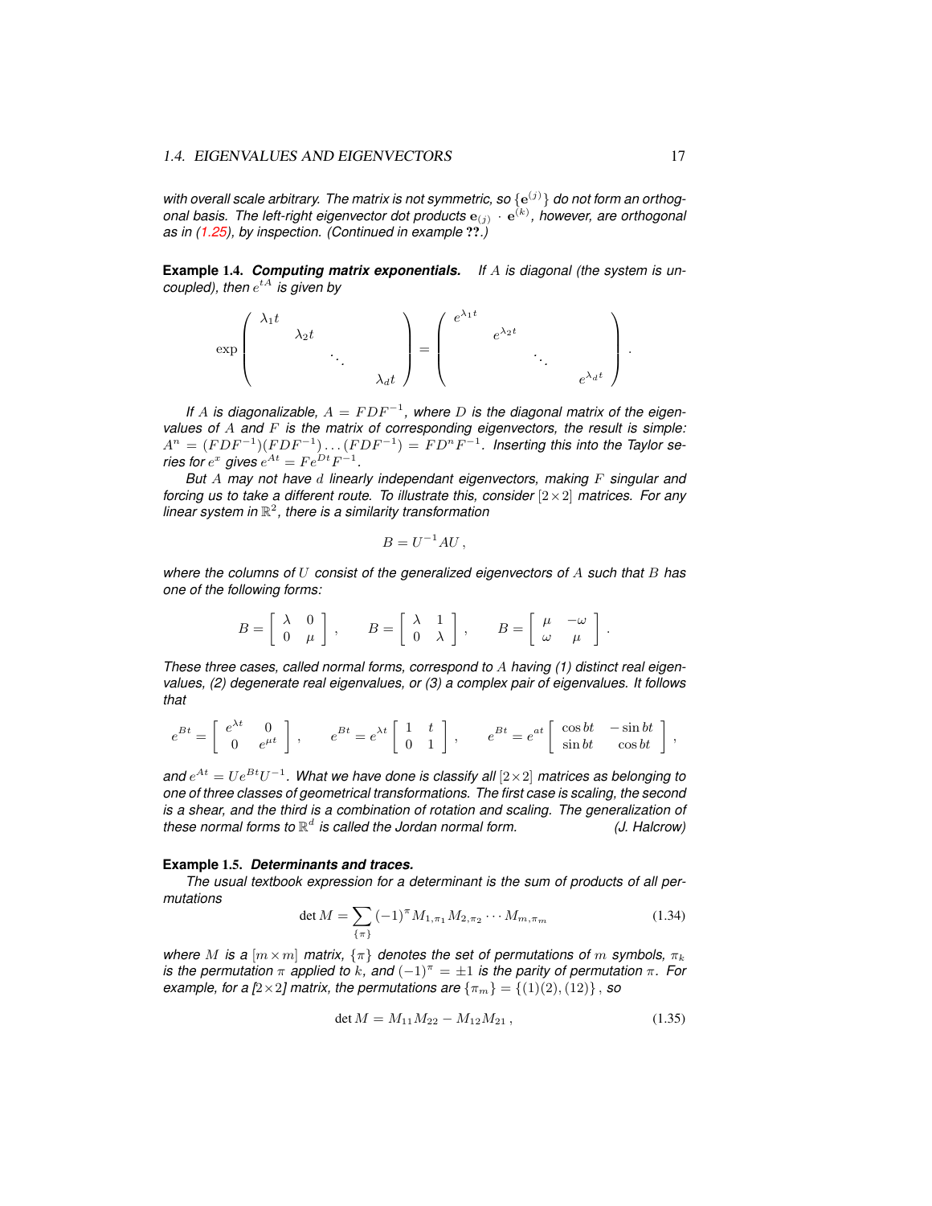*with overall scale arbitrary. The matrix is not symmetric, so $\{\mathbf{e}^{(j)}\}$ do not form an orthogonal basis. The left-right eigenvector dot products $\mathbf{e}_{(j)} \cdot \mathbf{e}^{(k)}$, however, are orthogonal as in (1.25), by inspection. (Continued in example ??.)*

**Example 1.4.** ***Computing matrix exponentials.*** *If $A$ is diagonal (the system is uncoupled), then $e^{tA}$ is given by*

$$\exp\left(\begin{array}{cccc} \lambda_1 t & & & \\ & \lambda_2 t & & \\ & & \ddots & \\ & & & \lambda_d t \end{array}\right) = \left(\begin{array}{cccc} e^{\lambda_1 t} & & & \\ & e^{\lambda_2 t} & & \\ & & \ddots & \\ & & & e^{\lambda_d t} \end{array}\right).$$

*If $A$ is diagonalizable, $A = FDF^{-1}$, where $D$ is the diagonal matrix of the eigenvalues of $A$ and $F$ is the matrix of corresponding eigenvectors, the result is simple: $A^n = (FDF^{-1})(FDF^{-1})\ldots(FDF^{-1}) = FD^nF^{-1}$. Inserting this into the Taylor series for $e^x$ gives $e^{At} = Fe^{Dt}F^{-1}$.*

*But $A$ may not have $d$ linearly independant eigenvectors, making $F$ singular and forcing us to take a different route. To illustrate this, consider $[2\times 2]$ matrices. For any linear system in $\mathbb{R}^2$, there is a similarity transformation*

$$B = U^{-1}AU\,,$$

*where the columns of $U$ consist of the generalized eigenvectors of $A$ such that $B$ has one of the following forms:*

$$B = \left[\begin{array}{cc} \lambda & 0 \\ 0 & \mu \end{array}\right], \qquad B = \left[\begin{array}{cc} \lambda & 1 \\ 0 & \lambda \end{array}\right], \qquad B = \left[\begin{array}{cc} \mu & -\omega \\ \omega & \mu \end{array}\right].$$

*These three cases, called normal forms, correspond to $A$ having (1) distinct real eigenvalues, (2) degenerate real eigenvalues, or (3) a complex pair of eigenvalues. It follows that*

$$e^{Bt} = \left[\begin{array}{cc} e^{\lambda t} & 0 \\ 0 & e^{\mu t} \end{array}\right], \qquad e^{Bt} = e^{\lambda t}\left[\begin{array}{cc} 1 & t \\ 0 & 1 \end{array}\right], \qquad e^{Bt} = e^{at}\left[\begin{array}{cc} \cos bt & -\sin bt \\ \sin bt & \cos bt \end{array}\right],$$

*and $e^{At} = Ue^{Bt}U^{-1}$. What we have done is classify all $[2\times 2]$ matrices as belonging to one of three classes of geometrical transformations. The first case is scaling, the second is a shear, and the third is a combination of rotation and scaling. The generalization of these normal forms to $\mathbb{R}^d$ is called the Jordan normal form.* *(J. Halcrow)*

**Example 1.5.** ***Determinants and traces.***

*The usual textbook expression for a determinant is the sum of products of all permutations*

$$\det M = \sum_{\{\pi\}} (-1)^\pi M_{1,\pi_1} M_{2,\pi_2} \cdots M_{m,\pi_m} \tag{1.34}$$

*where $M$ is a $[m\times m]$ matrix, $\{\pi\}$ denotes the set of permutations of $m$ symbols, $\pi_k$ is the permutation $\pi$ applied to $k$, and $(-1)^\pi = \pm 1$ is the parity of permutation $\pi$. For example, for a $[2\times 2]$ matrix, the permutations are $\{\pi_m\} = \{(1)(2), (12)\}$, so*

$$\det M = M_{11}M_{22} - M_{12}M_{21}\,, \tag{1.35}$$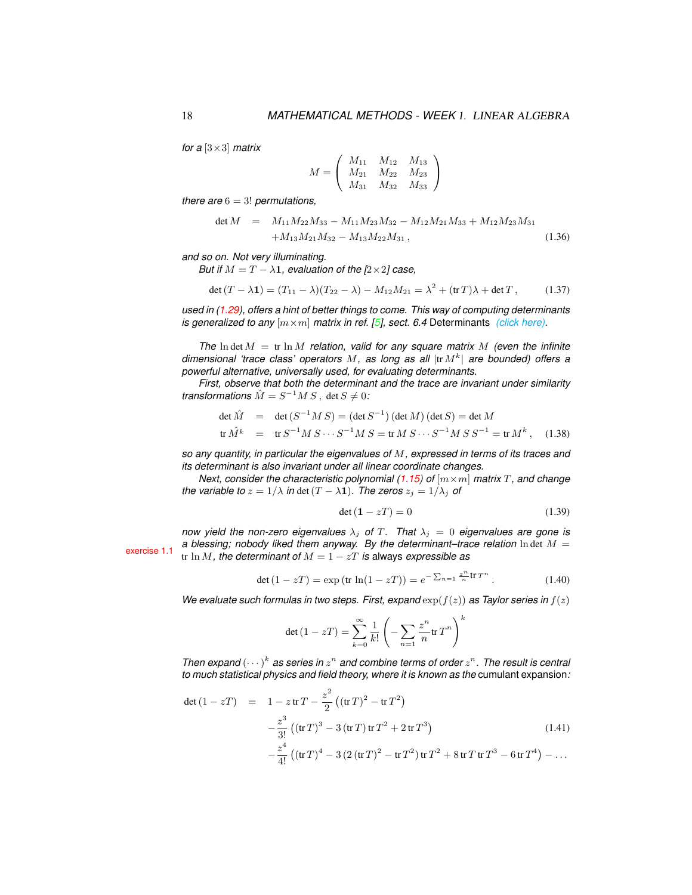*for a* $[3\times3]$ *matrix*

$$M = \begin{pmatrix} M_{11} & M_{12} & M_{13} \\ M_{21} & M_{22} & M_{23} \\ M_{31} & M_{32} & M_{33} \end{pmatrix}$$

*there are* $6 = 3!$ *permutations,*

$$\begin{aligned} \det M &= M_{11}M_{22}M_{33} - M_{11}M_{23}M_{32} - M_{12}M_{21}M_{33} + M_{12}M_{23}M_{31} \\ &\quad + M_{13}M_{21}M_{32} - M_{13}M_{22}M_{31}\,, \end{aligned} \tag{1.36}$$

*and so on. Not very illuminating.*

*But if* $M = T - \lambda\mathbf{1}$*, evaluation of the* $[2\times2]$ *case,*

$$\det(T - \lambda\mathbf{1}) = (T_{11} - \lambda)(T_{22} - \lambda) - M_{12}M_{21} = \lambda^2 + (\mathrm{tr}\, T)\lambda + \det T\,, \tag{1.37}$$

*used in (1.29), offers a hint of better things to come. This way of computing determinants is generalized to any* $[m\times m]$ *matrix in ref. [5], sect. 6.4* Determinants *(click here).*

*The* $\ln\det M = \mathrm{tr}\ln M$ *relation, valid for any square matrix* $M$ *(even the infinite dimensional 'trace class' operators* $M$*, as long as all* $|\mathrm{tr}\, M^k|$ *are bounded) offers a powerful alternative, universally used, for evaluating determinants.*

*First, observe that both the determinant and the trace are invariant under similarity transformations* $\hat{M} = S^{-1}M\,S\,,\ \det S \neq 0$*:*

$$\begin{aligned} \det\hat{M} &= \det(S^{-1}M\,S) = (\det S^{-1})(\det M)(\det S) = \det M \\ \mathrm{tr}\,\hat{M}^k &= \mathrm{tr}\, S^{-1}M\,S\cdots S^{-1}M\,S = \mathrm{tr}\, M\,S\cdots S^{-1}M\,S\,S^{-1} = \mathrm{tr}\, M^k\,, \end{aligned} \tag{1.38}$$

*so any quantity, in particular the eigenvalues of* $M$*, expressed in terms of its traces and its determinant is also invariant under all linear coordinate changes.*

*Next, consider the characteristic polynomial (1.15) of* $[m\times m]$ *matrix* $T$*, and change the variable to* $z = 1/\lambda$ *in* $\det(T - \lambda\mathbf{1})$*. The zeros* $z_j = 1/\lambda_j$ *of*

$$\det(\mathbf{1} - zT) = 0 \tag{1.39}$$

*now yield the non-zero eigenvalues* $\lambda_j$ *of* $T$*. That* $\lambda_j = 0$ *eigenvalues are gone is a blessing; nobody liked them anyway. By the determinant–trace relation* $\ln\det M = \mathrm{tr}\ln M$*, the determinant of* $M = 1 - zT$ *is* always *expressible as*

exercise 1.1

$$\det(1 - zT) = \exp(\mathrm{tr}\,\ln(1 - zT)) = e^{-\sum_{n=1}\frac{z^n}{n}\mathrm{tr}\, T^n}\,. \tag{1.40}$$

*We evaluate such formulas in two steps. First, expand* $\exp(f(z))$ *as Taylor series in* $f(z)$

$$\det(1 - zT) = \sum_{k=0}^{\infty}\frac{1}{k!}\left(-\sum_{n=1}\frac{z^n}{n}\mathrm{tr}\, T^n\right)^k$$

*Then expand* $(\cdots)^k$ *as series in* $z^n$ *and combine terms of order* $z^n$*. The result is central to much statistical physics and field theory, where it is known as the* cumulant expansion*:*

$$\begin{aligned} \det(1 - zT) &= 1 - z\,\mathrm{tr}\, T - \frac{z^2}{2}\left((\mathrm{tr}\, T)^2 - \mathrm{tr}\, T^2\right) \\ &\quad - \frac{z^3}{3!}\left((\mathrm{tr}\, T)^3 - 3\,(\mathrm{tr}\, T)\,\mathrm{tr}\, T^2 + 2\,\mathrm{tr}\, T^3\right) \\ &\quad - \frac{z^4}{4!}\left((\mathrm{tr}\, T)^4 - 3\,(2\,(\mathrm{tr}\, T)^2 - \mathrm{tr}\, T^2)\,\mathrm{tr}\, T^2 + 8\,\mathrm{tr}\, T\,\mathrm{tr}\, T^3 - 6\,\mathrm{tr}\, T^4\right) - \ldots \end{aligned} \tag{1.41}$$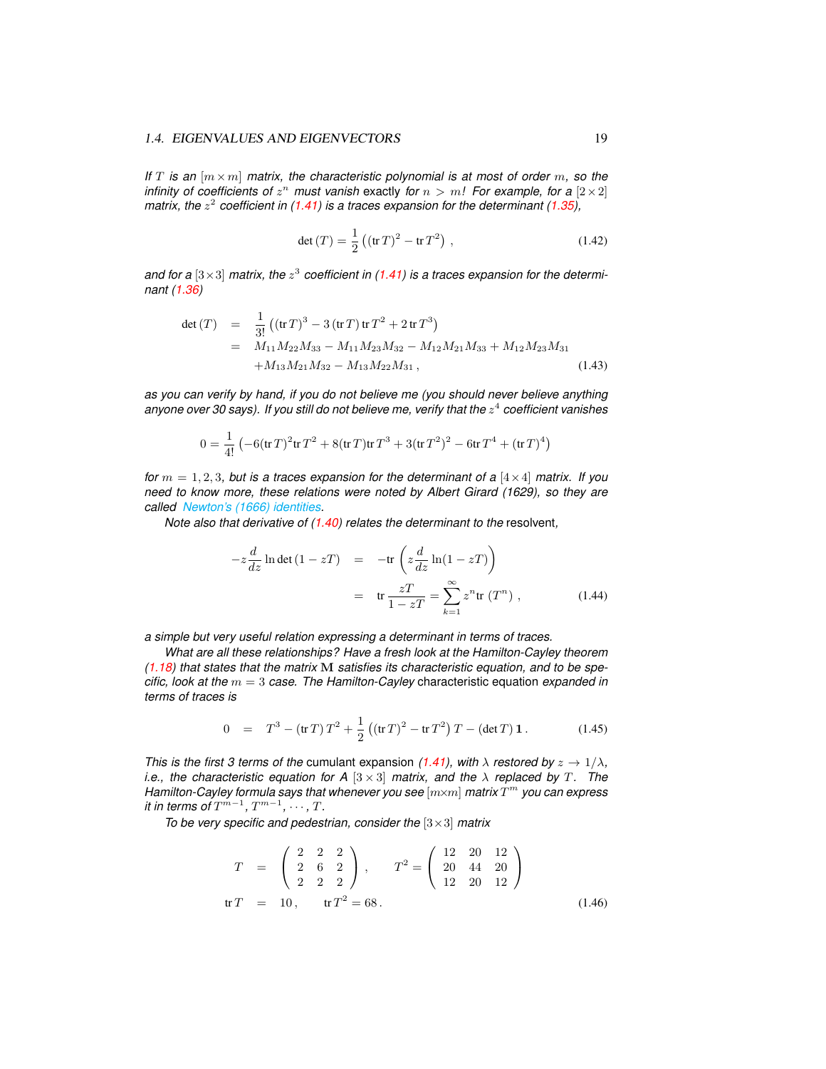*If $T$ is an $[m \times m]$ matrix, the characteristic polynomial is at most of order $m$, so the infinity of coefficients of $z^n$ must vanish* exactly *for $n > m$! For example, for a $[2 \times 2]$ matrix, the $z^2$ coefficient in (1.41) is a traces expansion for the determinant (1.35),*

$$\det(T) = \frac{1}{2}\left((\mathrm{tr}\, T)^2 - \mathrm{tr}\, T^2\right) , \tag{1.42}$$

*and for a $[3 \times 3]$ matrix, the $z^3$ coefficient in (1.41) is a traces expansion for the determinant (1.36)*

$$\begin{aligned}
\det(T) &= \frac{1}{3!}\left((\mathrm{tr}\, T)^3 - 3\,(\mathrm{tr}\, T)\,\mathrm{tr}\, T^2 + 2\,\mathrm{tr}\, T^3\right) \\
&= M_{11}M_{22}M_{33} - M_{11}M_{23}M_{32} - M_{12}M_{21}M_{33} + M_{12}M_{23}M_{31} \\
&\quad + M_{13}M_{21}M_{32} - M_{13}M_{22}M_{31} ,
\end{aligned} \tag{1.43}$$

*as you can verify by hand, if you do not believe me (you should never believe anything anyone over 30 says). If you still do not believe me, verify that the $z^4$ coefficient vanishes*

$$0 = \frac{1}{4!}\left(-6(\mathrm{tr}\, T)^2 \mathrm{tr}\, T^2 + 8(\mathrm{tr}\, T)\mathrm{tr}\, T^3 + 3(\mathrm{tr}\, T^2)^2 - 6\mathrm{tr}\, T^4 + (\mathrm{tr}\, T)^4\right)$$

*for $m = 1, 2, 3$, but is a traces expansion for the determinant of a $[4 \times 4]$ matrix. If you need to know more, these relations were noted by Albert Girard (1629), so they are called Newton's (1666) identities.*

*Note also that derivative of (1.40) relates the determinant to the* resolvent,

$$\begin{aligned}
-z\frac{d}{dz}\ln\det(1 - zT) &= -\mathrm{tr}\left(z\frac{d}{dz}\ln(1 - zT)\right) \\
&= \mathrm{tr}\,\frac{zT}{1 - zT} = \sum_{k=1}^{\infty} z^n \mathrm{tr}\,(T^n) ,
\end{aligned} \tag{1.44}$$

*a simple but very useful relation expressing a determinant in terms of traces.*

*What are all these relationships? Have a fresh look at the Hamilton-Cayley theorem (1.18) that states that the matrix $\mathbf{M}$ satisfies its characteristic equation, and to be specific, look at the $m = 3$ case. The Hamilton-Cayley* characteristic equation *expanded in terms of traces is*

$$0 = T^3 - (\mathrm{tr}\, T)\, T^2 + \frac{1}{2}\left((\mathrm{tr}\, T)^2 - \mathrm{tr}\, T^2\right) T - (\det T)\, \mathbf{1} . \tag{1.45}$$

*This is the first 3 terms of the* cumulant expansion *(1.41), with $\lambda$ restored by $z \to 1/\lambda$, i.e., the characteristic equation for A $[3 \times 3]$ matrix, and the $\lambda$ replaced by $T$. The Hamilton-Cayley formula says that whenever you see $[m{\times}m]$ matrix $T^m$ you can express it in terms of $T^{m-1}, T^{m-1}, \cdots, T$.*

*To be very specific and pedestrian, consider the $[3 \times 3]$ matrix*

$$\begin{aligned}
T &= \begin{pmatrix} 2 & 2 & 2 \\ 2 & 6 & 2 \\ 2 & 2 & 2 \end{pmatrix} , \qquad T^2 = \begin{pmatrix} 12 & 20 & 12 \\ 20 & 44 & 20 \\ 12 & 20 & 12 \end{pmatrix} \\
\mathrm{tr}\, T &= 10 , \qquad \mathrm{tr}\, T^2 = 68 .
\end{aligned} \tag{1.46}$$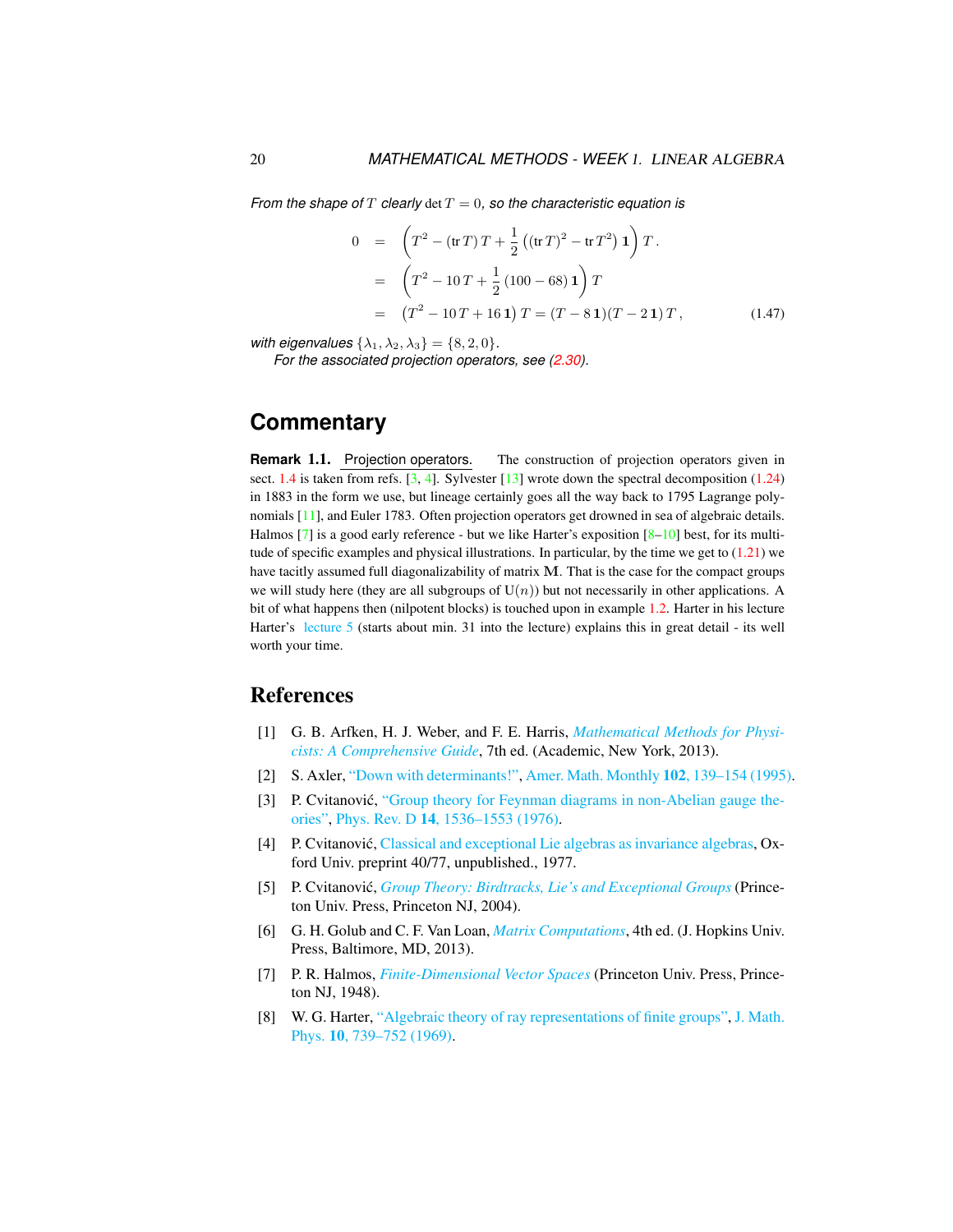*From the shape of $T$ clearly* $\det T = 0$*, so the characteristic equation is*

$$
\begin{aligned}
0 &= \left(T^2 - (\mathrm{tr}\, T)\, T + \frac{1}{2}\left((\mathrm{tr}\, T)^2 - \mathrm{tr}\, T^2\right)\mathbf{1}\right) T\,. \\
&= \left(T^2 - 10\, T + \frac{1}{2}\,(100 - 68)\,\mathbf{1}\right) T \\
&= \left(T^2 - 10\, T + 16\,\mathbf{1}\right) T = (T - 8\,\mathbf{1})(T - 2\,\mathbf{1})\, T\,,
\end{aligned}
\tag{1.47}
$$

*with eigenvalues* $\{\lambda_1, \lambda_2, \lambda_3\} = \{8, 2, 0\}$.

*For the associated projection operators, see (2.30).*

## Commentary

**Remark 1.1.** Projection operators. The construction of projection operators given in sect. 1.4 is taken from refs. [3, 4]. Sylvester [13] wrote down the spectral decomposition (1.24) in 1883 in the form we use, but lineage certainly goes all the way back to 1795 Lagrange polynomials [11], and Euler 1783. Often projection operators get drowned in sea of algebraic details. Halmos [7] is a good early reference - but we like Harter's exposition [8–10] best, for its multitude of specific examples and physical illustrations. In particular, by the time we get to (1.21) we have tacitly assumed full diagonalizability of matrix $\mathbf{M}$. That is the case for the compact groups we will study here (they are all subgroups of $\mathrm{U}(n)$) but not necessarily in other applications. A bit of what happens then (nilpotent blocks) is touched upon in example 1.2. Harter in his lecture Harter's lecture 5 (starts about min. 31 into the lecture) explains this in great detail - its well worth your time.

## References

[1] G. B. Arfken, H. J. Weber, and F. E. Harris, *Mathematical Methods for Physicists: A Comprehensive Guide*, 7th ed. (Academic, New York, 2013).

[2] S. Axler, "Down with determinants!", Amer. Math. Monthly **102**, 139–154 (1995).

[3] P. Cvitanović, "Group theory for Feynman diagrams in non-Abelian gauge theories", Phys. Rev. D **14**, 1536–1553 (1976).

[4] P. Cvitanović, Classical and exceptional Lie algebras as invariance algebras, Oxford Univ. preprint 40/77, unpublished., 1977.

[5] P. Cvitanović, *Group Theory: Birdtracks, Lie's and Exceptional Groups* (Princeton Univ. Press, Princeton NJ, 2004).

[6] G. H. Golub and C. F. Van Loan, *Matrix Computations*, 4th ed. (J. Hopkins Univ. Press, Baltimore, MD, 2013).

[7] P. R. Halmos, *Finite-Dimensional Vector Spaces* (Princeton Univ. Press, Princeton NJ, 1948).

[8] W. G. Harter, "Algebraic theory of ray representations of finite groups", J. Math. Phys. **10**, 739–752 (1969).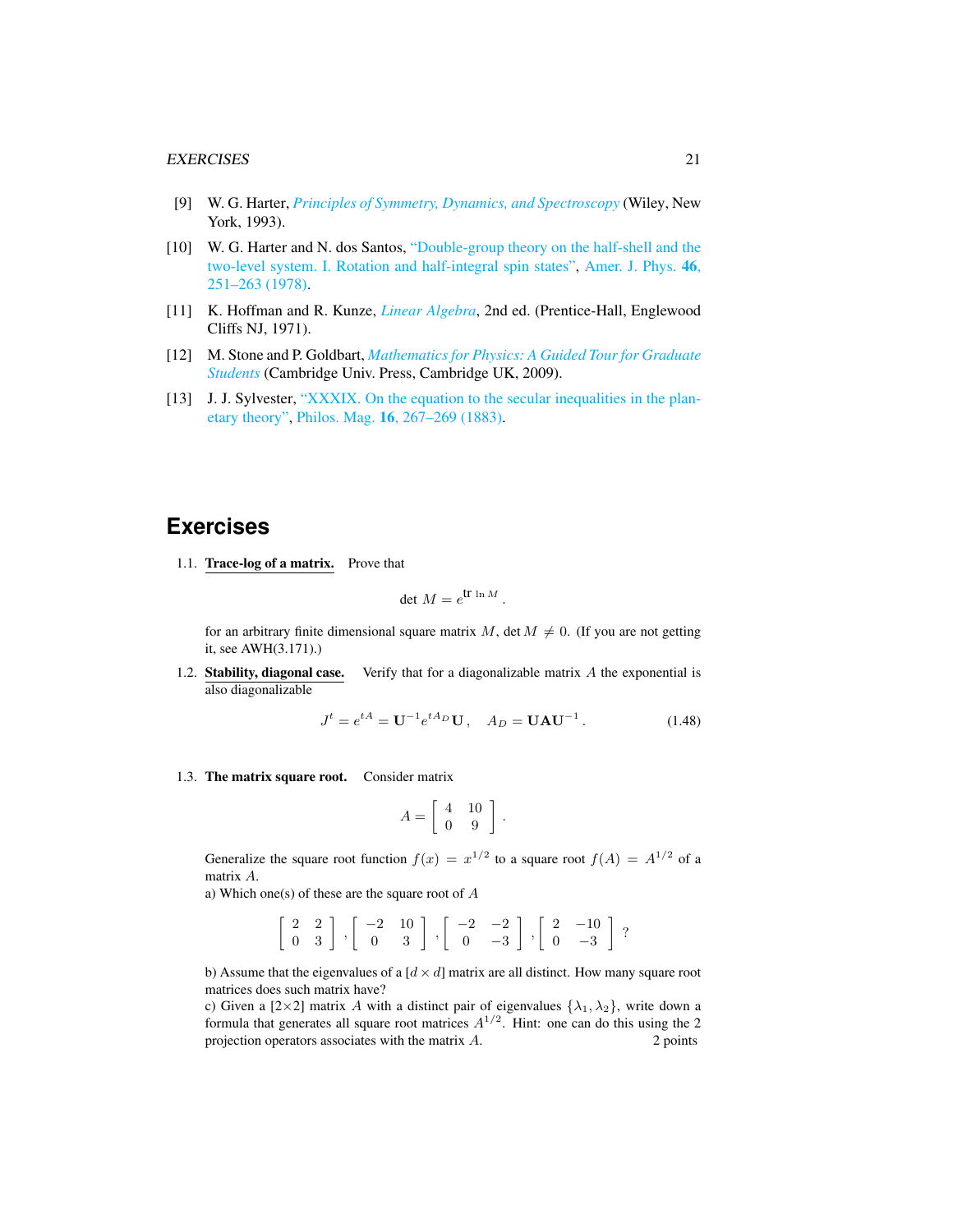[9] W. G. Harter, *Principles of Symmetry, Dynamics, and Spectroscopy* (Wiley, New York, 1993).

[10] W. G. Harter and N. dos Santos, "Double-group theory on the half-shell and the two-level system. I. Rotation and half-integral spin states", Amer. J. Phys. **46**, 251–263 (1978).

[11] K. Hoffman and R. Kunze, *Linear Algebra*, 2nd ed. (Prentice-Hall, Englewood Cliffs NJ, 1971).

[12] M. Stone and P. Goldbart, *Mathematics for Physics: A Guided Tour for Graduate Students* (Cambridge Univ. Press, Cambridge UK, 2009).

[13] J. J. Sylvester, "XXXIX. On the equation to the secular inequalities in the planetary theory", Philos. Mag. **16**, 267–269 (1883).

## Exercises

1.1. **Trace-log of a matrix.** Prove that

$$\det M = e^{\mathrm{tr} \ln M} .$$

for an arbitrary finite dimensional square matrix $M$, $\det M \neq 0$. (If you are not getting it, see AWH(3.171).)

1.2. **Stability, diagonal case.** Verify that for a diagonalizable matrix $A$ the exponential is also diagonalizable

$$J^t = e^{tA} = \mathbf{U}^{-1} e^{tA_D} \mathbf{U} , \quad A_D = \mathbf{U} \mathbf{A} \mathbf{U}^{-1} . \tag{1.48}$$

1.3. **The matrix square root.** Consider matrix

$$A = \begin{bmatrix} 4 & 10 \\ 0 & 9 \end{bmatrix} .$$

Generalize the square root function $f(x) = x^{1/2}$ to a square root $f(A) = A^{1/2}$ of a matrix $A$.

a) Which one(s) of these are the square root of $A$

$$\begin{bmatrix} 2 & 2 \\ 0 & 3 \end{bmatrix} , \begin{bmatrix} -2 & 10 \\ 0 & 3 \end{bmatrix} , \begin{bmatrix} -2 & -2 \\ 0 & -3 \end{bmatrix} , \begin{bmatrix} 2 & -10 \\ 0 & -3 \end{bmatrix} ?$$

b) Assume that the eigenvalues of a $[d \times d]$ matrix are all distinct. How many square root matrices does such matrix have?

c) Given a $[2\times2]$ matrix $A$ with a distinct pair of eigenvalues $\{\lambda_1, \lambda_2\}$, write down a formula that generates all square root matrices $A^{1/2}$. Hint: one can do this using the 2 projection operators associates with the matrix $A$. 2 points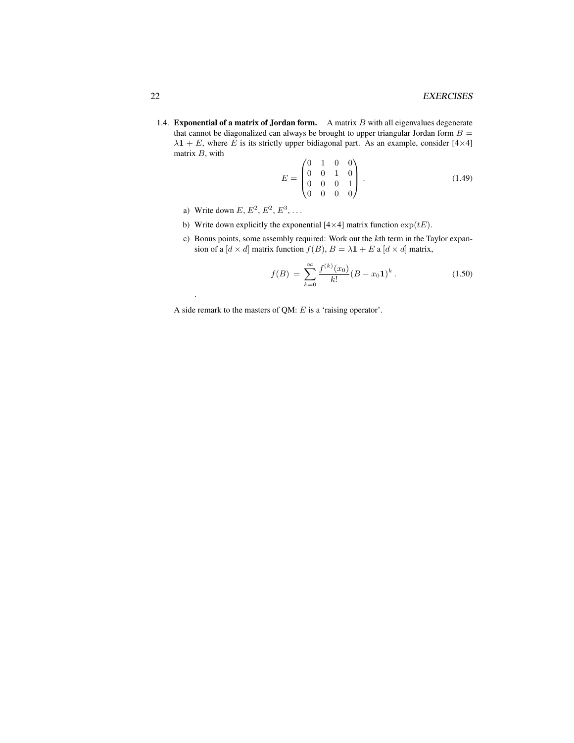1.4. **Exponential of a matrix of Jordan form.** A matrix $B$ with all eigenvalues degenerate that cannot be diagonalized can always be brought to upper triangular Jordan form $B = \lambda\mathbf{1} + E$, where $E$ is its strictly upper bidiagonal part. As an example, consider [4×4] matrix $B$, with

$$E = \begin{pmatrix} 0 & 1 & 0 & 0 \\ 0 & 0 & 1 & 0 \\ 0 & 0 & 0 & 1 \\ 0 & 0 & 0 & 0 \end{pmatrix} . \tag{1.49}$$

a) Write down $E$, $E^2$, $E^2$, $E^3$, ...

b) Write down explicitly the exponential [4×4] matrix function $\exp(tE)$.

c) Bonus points, some assembly required: Work out the $k$th term in the Taylor expansion of a $[d \times d]$ matrix function $f(B)$, $B = \lambda\mathbf{1} + E$ a $[d \times d]$ matrix,

$$f(B) \,=\, \sum_{k=0}^{\infty} \frac{f^{(k)}(x_0)}{k!} (B - x_0\mathbf{1})^k \,. \tag{1.50}$$

.

A side remark to the masters of QM: $E$ is a 'raising operator'.